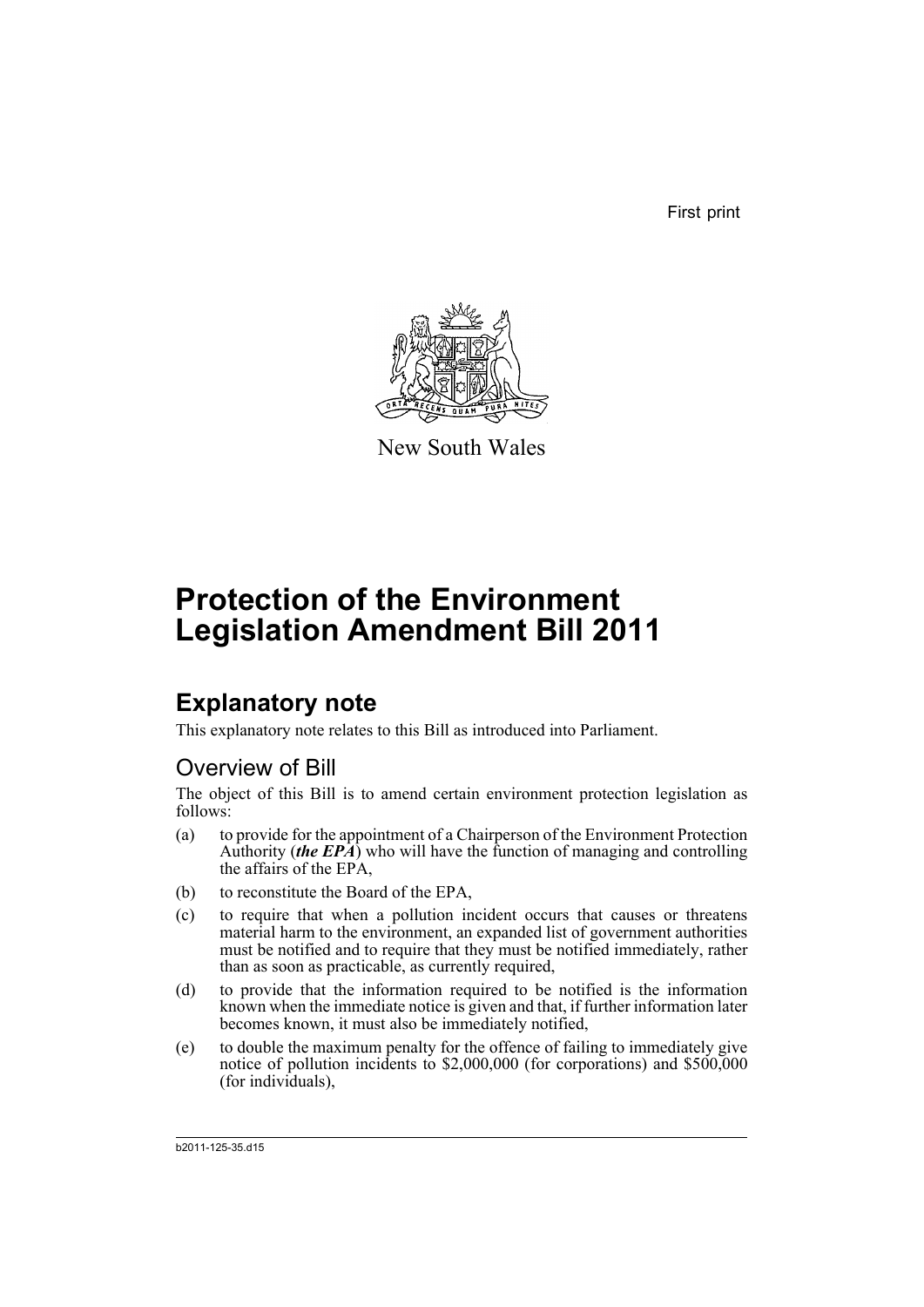First print

New South Wales

# Protection of the Environment Legislation Amendment Bill 2011

## Explanatory note

This explanatory note relates to this Bill as introduced into Parliament.

### Overview of Bill

The object of this Bill is to amend certain environment protection legislation as follows:

(a) to provide for the appointment of a Chairperson of the Environment Protection Authority (***the EPA***) who will have the function of managing and controlling the affairs of the EPA,

(b) to reconstitute the Board of the EPA,

(c) to require that when a pollution incident occurs that causes or threatens material harm to the environment, an expanded list of government authorities must be notified and to require that they must be notified immediately, rather than as soon as practicable, as currently required,

(d) to provide that the information required to be notified is the information known when the immediate notice is given and that, if further information later becomes known, it must also be immediately notified,

(e) to double the maximum penalty for the offence of failing to immediately give notice of pollution incidents to $2,000,000 (for corporations) and $500,000 (for individuals),

b2011-125-35.d15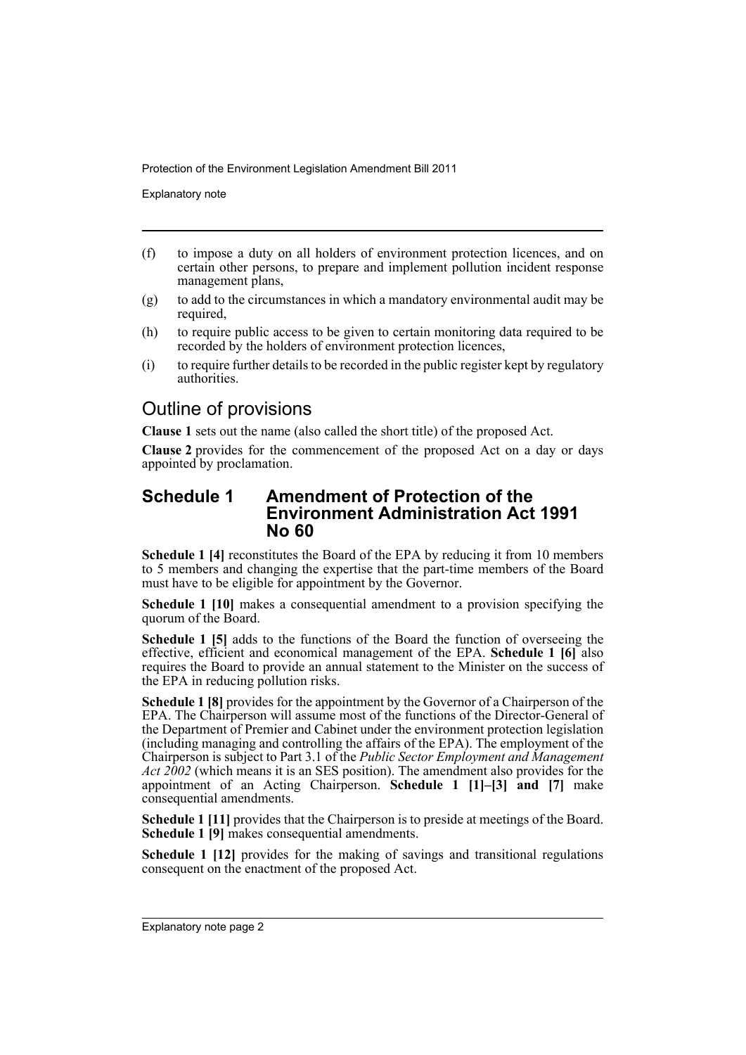(f) to impose a duty on all holders of environment protection licences, and on certain other persons, to prepare and implement pollution incident response management plans,

(g) to add to the circumstances in which a mandatory environmental audit may be required,

(h) to require public access to be given to certain monitoring data required to be recorded by the holders of environment protection licences,

(i) to require further details to be recorded in the public register kept by regulatory authorities.

## Outline of provisions

**Clause 1** sets out the name (also called the short title) of the proposed Act.

**Clause 2** provides for the commencement of the proposed Act on a day or days appointed by proclamation.

### Schedule 1 Amendment of Protection of the Environment Administration Act 1991 No 60

**Schedule 1 [4]** reconstitutes the Board of the EPA by reducing it from 10 members to 5 members and changing the expertise that the part-time members of the Board must have to be eligible for appointment by the Governor.

**Schedule 1 [10]** makes a consequential amendment to a provision specifying the quorum of the Board.

**Schedule 1 [5]** adds to the functions of the Board the function of overseeing the effective, efficient and economical management of the EPA. **Schedule 1 [6]** also requires the Board to provide an annual statement to the Minister on the success of the EPA in reducing pollution risks.

**Schedule 1 [8]** provides for the appointment by the Governor of a Chairperson of the EPA. The Chairperson will assume most of the functions of the Director-General of the Department of Premier and Cabinet under the environment protection legislation (including managing and controlling the affairs of the EPA). The employment of the Chairperson is subject to Part 3.1 of the *Public Sector Employment and Management Act 2002* (which means it is an SES position). The amendment also provides for the appointment of an Acting Chairperson. **Schedule 1 [1]–[3] and [7]** make consequential amendments.

**Schedule 1 [11]** provides that the Chairperson is to preside at meetings of the Board. **Schedule 1 [9]** makes consequential amendments.

**Schedule 1 [12]** provides for the making of savings and transitional regulations consequent on the enactment of the proposed Act.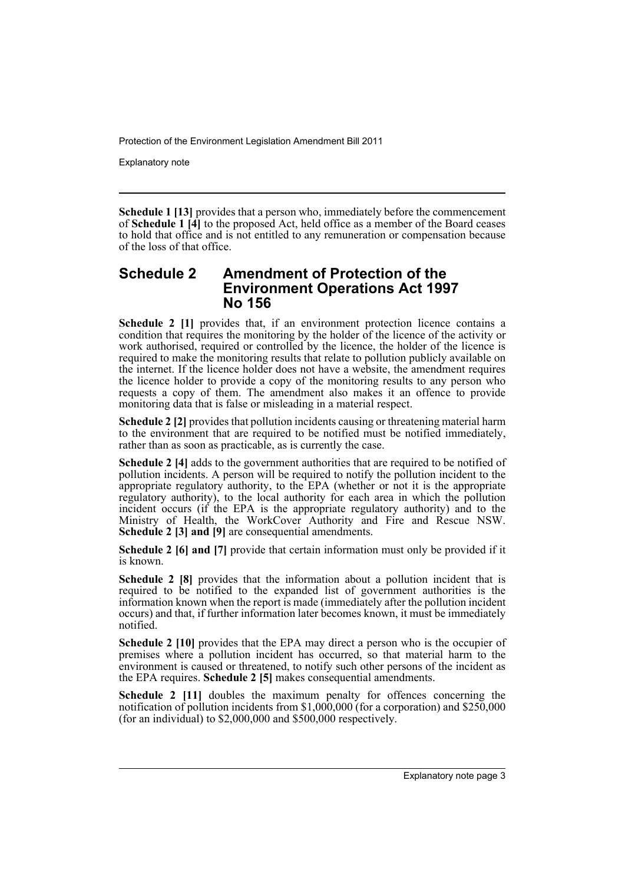**Schedule 1 [13]** provides that a person who, immediately before the commencement of **Schedule 1 [4]** to the proposed Act, held office as a member of the Board ceases to hold that office and is not entitled to any remuneration or compensation because of the loss of that office.

## Schedule 2 Amendment of Protection of the Environment Operations Act 1997 No 156

**Schedule 2 [1]** provides that, if an environment protection licence contains a condition that requires the monitoring by the holder of the licence of the activity or work authorised, required or controlled by the licence, the holder of the licence is required to make the monitoring results that relate to pollution publicly available on the internet. If the licence holder does not have a website, the amendment requires the licence holder to provide a copy of the monitoring results to any person who requests a copy of them. The amendment also makes it an offence to provide monitoring data that is false or misleading in a material respect.

**Schedule 2 [2]** provides that pollution incidents causing or threatening material harm to the environment that are required to be notified must be notified immediately, rather than as soon as practicable, as is currently the case.

**Schedule 2 [4]** adds to the government authorities that are required to be notified of pollution incidents. A person will be required to notify the pollution incident to the appropriate regulatory authority, to the EPA (whether or not it is the appropriate regulatory authority), to the local authority for each area in which the pollution incident occurs (if the EPA is the appropriate regulatory authority) and to the Ministry of Health, the WorkCover Authority and Fire and Rescue NSW. **Schedule 2 [3] and [9]** are consequential amendments.

**Schedule 2 [6] and [7]** provide that certain information must only be provided if it is known.

**Schedule 2 [8]** provides that the information about a pollution incident that is required to be notified to the expanded list of government authorities is the information known when the report is made (immediately after the pollution incident occurs) and that, if further information later becomes known, it must be immediately notified.

**Schedule 2 [10]** provides that the EPA may direct a person who is the occupier of premises where a pollution incident has occurred, so that material harm to the environment is caused or threatened, to notify such other persons of the incident as the EPA requires. **Schedule 2 [5]** makes consequential amendments.

**Schedule 2 [11]** doubles the maximum penalty for offences concerning the notification of pollution incidents from $1,000,000 (for a corporation) and $250,000 (for an individual) to $2,000,000 and $500,000 respectively.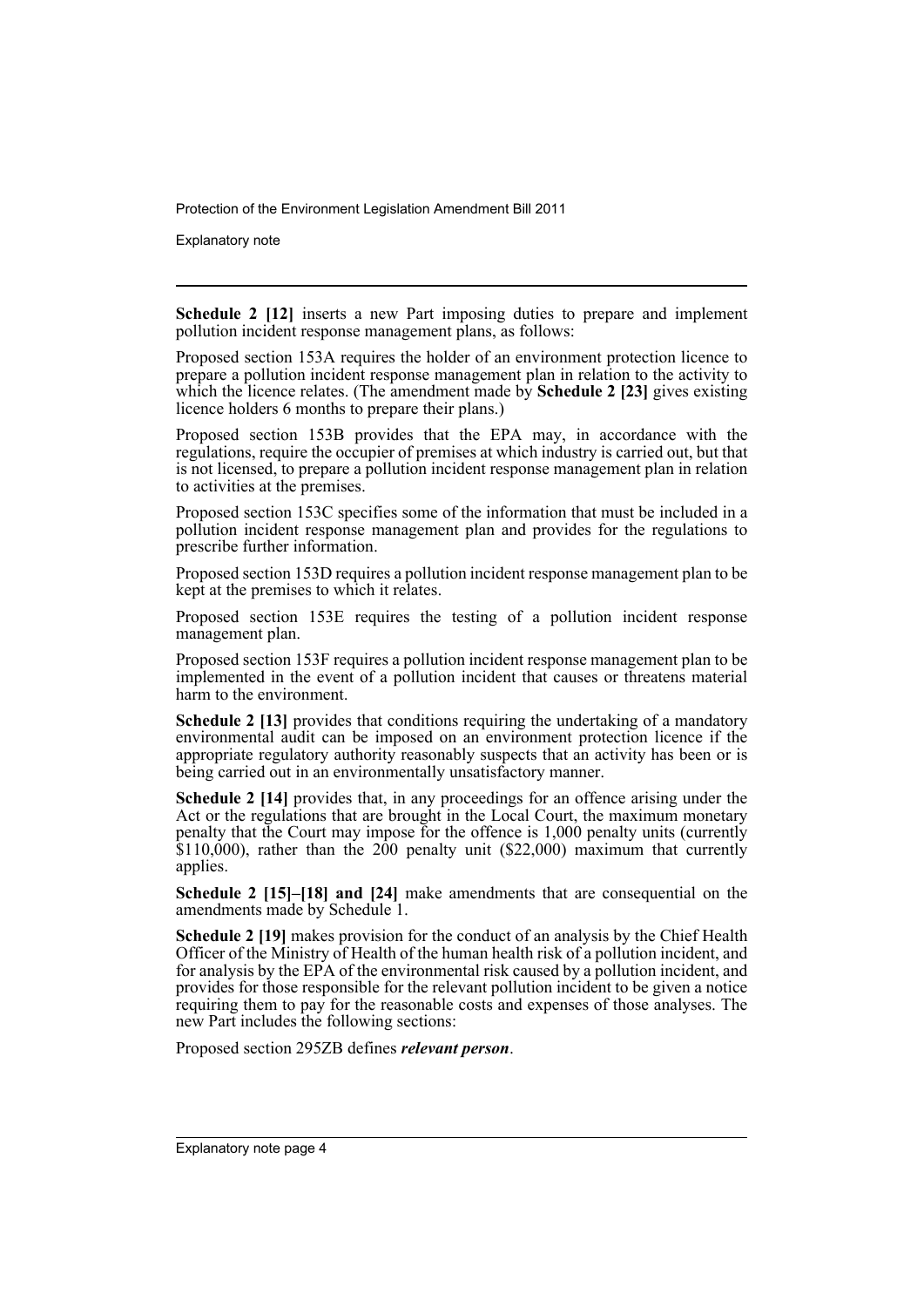**Schedule 2 [12]** inserts a new Part imposing duties to prepare and implement pollution incident response management plans, as follows:

Proposed section 153A requires the holder of an environment protection licence to prepare a pollution incident response management plan in relation to the activity to which the licence relates. (The amendment made by **Schedule 2 [23]** gives existing licence holders 6 months to prepare their plans.)

Proposed section 153B provides that the EPA may, in accordance with the regulations, require the occupier of premises at which industry is carried out, but that is not licensed, to prepare a pollution incident response management plan in relation to activities at the premises.

Proposed section 153C specifies some of the information that must be included in a pollution incident response management plan and provides for the regulations to prescribe further information.

Proposed section 153D requires a pollution incident response management plan to be kept at the premises to which it relates.

Proposed section 153E requires the testing of a pollution incident response management plan.

Proposed section 153F requires a pollution incident response management plan to be implemented in the event of a pollution incident that causes or threatens material harm to the environment.

**Schedule 2 [13]** provides that conditions requiring the undertaking of a mandatory environmental audit can be imposed on an environment protection licence if the appropriate regulatory authority reasonably suspects that an activity has been or is being carried out in an environmentally unsatisfactory manner.

**Schedule 2 [14]** provides that, in any proceedings for an offence arising under the Act or the regulations that are brought in the Local Court, the maximum monetary penalty that the Court may impose for the offence is 1,000 penalty units (currently $110,000), rather than the 200 penalty unit ($22,000) maximum that currently applies.

**Schedule 2 [15]–[18] and [24]** make amendments that are consequential on the amendments made by Schedule 1.

**Schedule 2 [19]** makes provision for the conduct of an analysis by the Chief Health Officer of the Ministry of Health of the human health risk of a pollution incident, and for analysis by the EPA of the environmental risk caused by a pollution incident, and provides for those responsible for the relevant pollution incident to be given a notice requiring them to pay for the reasonable costs and expenses of those analyses. The new Part includes the following sections:

Proposed section 295ZB defines ***relevant person***.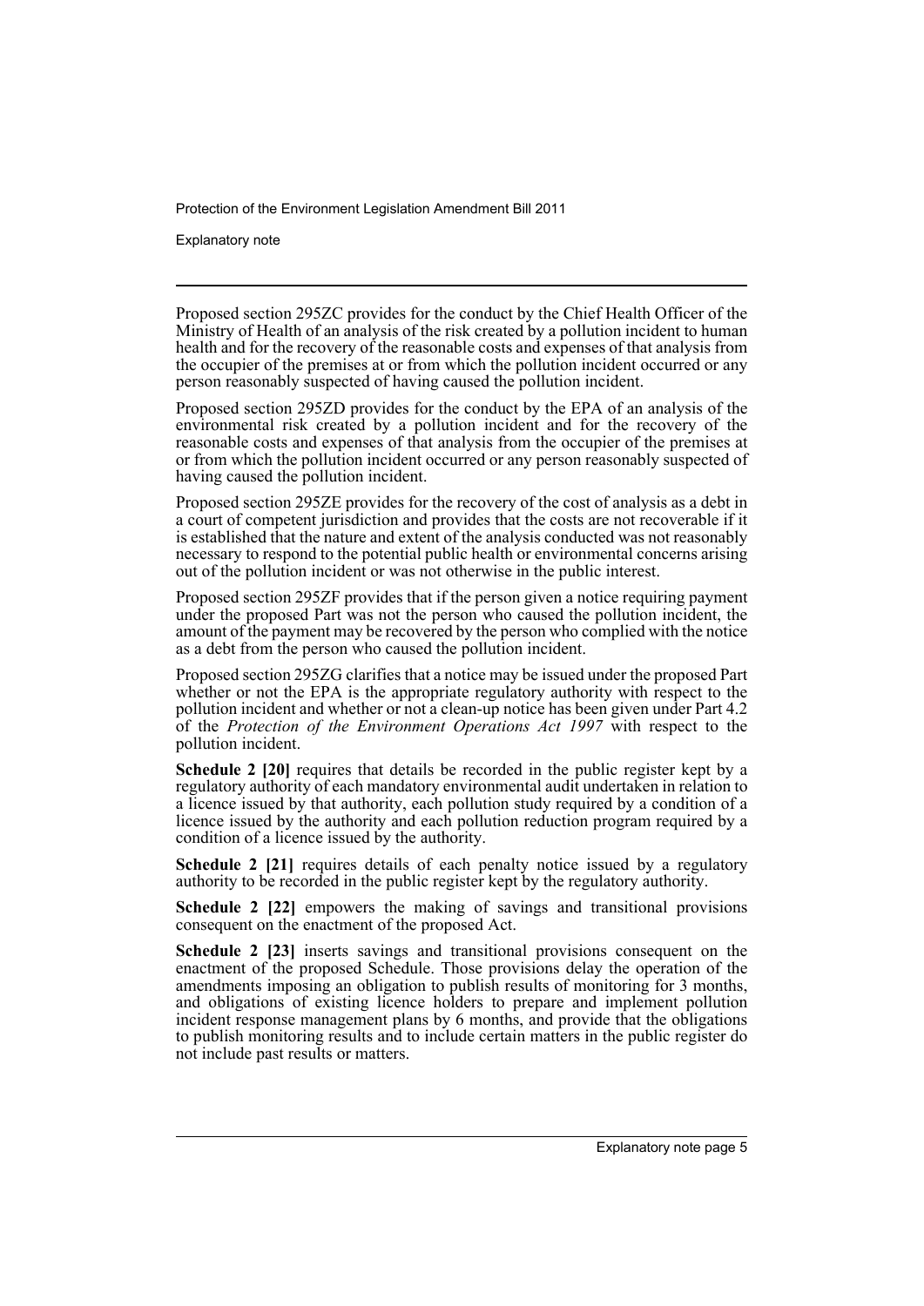Proposed section 295ZC provides for the conduct by the Chief Health Officer of the Ministry of Health of an analysis of the risk created by a pollution incident to human health and for the recovery of the reasonable costs and expenses of that analysis from the occupier of the premises at or from which the pollution incident occurred or any person reasonably suspected of having caused the pollution incident.

Proposed section 295ZD provides for the conduct by the EPA of an analysis of the environmental risk created by a pollution incident and for the recovery of the reasonable costs and expenses of that analysis from the occupier of the premises at or from which the pollution incident occurred or any person reasonably suspected of having caused the pollution incident.

Proposed section 295ZE provides for the recovery of the cost of analysis as a debt in a court of competent jurisdiction and provides that the costs are not recoverable if it is established that the nature and extent of the analysis conducted was not reasonably necessary to respond to the potential public health or environmental concerns arising out of the pollution incident or was not otherwise in the public interest.

Proposed section 295ZF provides that if the person given a notice requiring payment under the proposed Part was not the person who caused the pollution incident, the amount of the payment may be recovered by the person who complied with the notice as a debt from the person who caused the pollution incident.

Proposed section 295ZG clarifies that a notice may be issued under the proposed Part whether or not the EPA is the appropriate regulatory authority with respect to the pollution incident and whether or not a clean-up notice has been given under Part 4.2 of the *Protection of the Environment Operations Act 1997* with respect to the pollution incident.

**Schedule 2 [20]** requires that details be recorded in the public register kept by a regulatory authority of each mandatory environmental audit undertaken in relation to a licence issued by that authority, each pollution study required by a condition of a licence issued by the authority and each pollution reduction program required by a condition of a licence issued by the authority.

**Schedule 2 [21]** requires details of each penalty notice issued by a regulatory authority to be recorded in the public register kept by the regulatory authority.

**Schedule 2 [22]** empowers the making of savings and transitional provisions consequent on the enactment of the proposed Act.

**Schedule 2 [23]** inserts savings and transitional provisions consequent on the enactment of the proposed Schedule. Those provisions delay the operation of the amendments imposing an obligation to publish results of monitoring for 3 months, and obligations of existing licence holders to prepare and implement pollution incident response management plans by 6 months, and provide that the obligations to publish monitoring results and to include certain matters in the public register do not include past results or matters.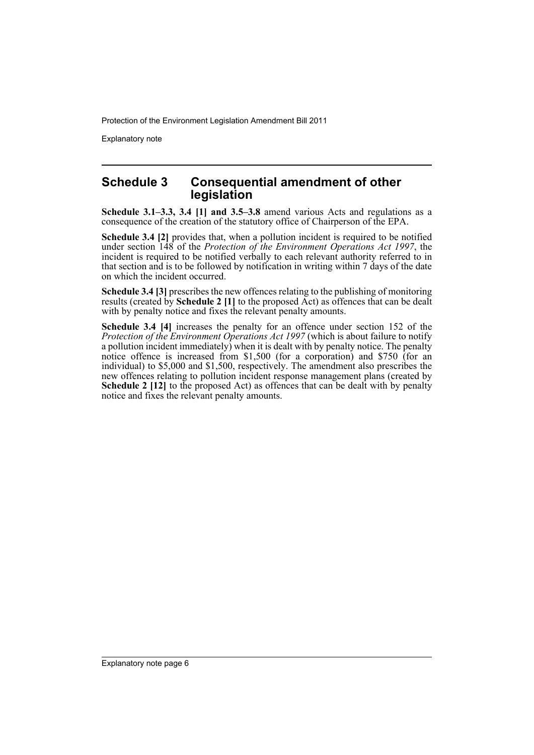## Schedule 3 Consequential amendment of other legislation

**Schedule 3.1–3.3, 3.4 [1] and 3.5–3.8** amend various Acts and regulations as a consequence of the creation of the statutory office of Chairperson of the EPA.

**Schedule 3.4 [2]** provides that, when a pollution incident is required to be notified under section 148 of the *Protection of the Environment Operations Act 1997*, the incident is required to be notified verbally to each relevant authority referred to in that section and is to be followed by notification in writing within 7 days of the date on which the incident occurred.

**Schedule 3.4 [3]** prescribes the new offences relating to the publishing of monitoring results (created by **Schedule 2 [1]** to the proposed Act) as offences that can be dealt with by penalty notice and fixes the relevant penalty amounts.

**Schedule 3.4 [4]** increases the penalty for an offence under section 152 of the *Protection of the Environment Operations Act 1997* (which is about failure to notify a pollution incident immediately) when it is dealt with by penalty notice. The penalty notice offence is increased from $1,500 (for a corporation) and $750 (for an individual) to $5,000 and $1,500, respectively. The amendment also prescribes the new offences relating to pollution incident response management plans (created by **Schedule 2 [12]** to the proposed Act) as offences that can be dealt with by penalty notice and fixes the relevant penalty amounts.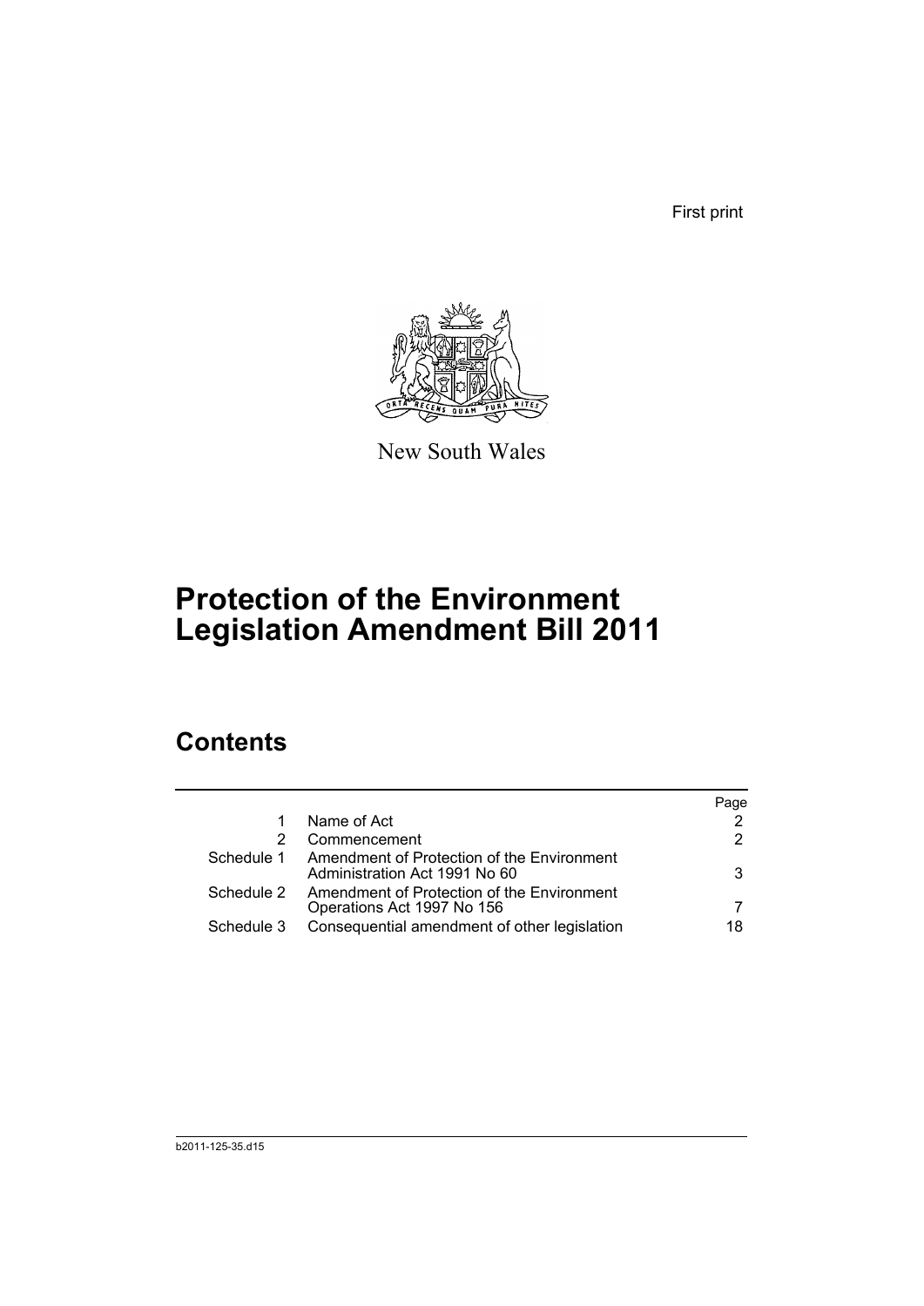First print

New South Wales

# Protection of the Environment Legislation Amendment Bill 2011

## Contents

| | | Page |
|---|---|---|
| 1 | Name of Act | 2 |
| 2 | Commencement | 2 |
| Schedule 1 | Amendment of Protection of the Environment Administration Act 1991 No 60 | 3 |
| Schedule 2 | Amendment of Protection of the Environment Operations Act 1997 No 156 | 7 |
| Schedule 3 | Consequential amendment of other legislation | 18 |

b2011-125-35.d15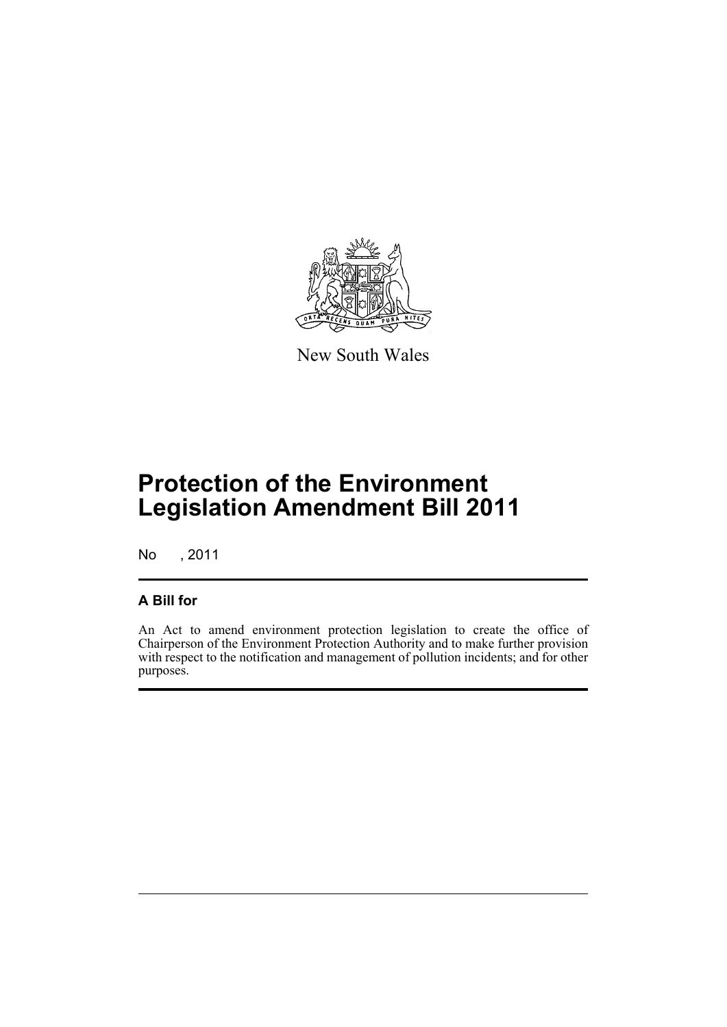New South Wales

# Protection of the Environment Legislation Amendment Bill 2011

No , 2011

## A Bill for

An Act to amend environment protection legislation to create the office of Chairperson of the Environment Protection Authority and to make further provision with respect to the notification and management of pollution incidents; and for other purposes.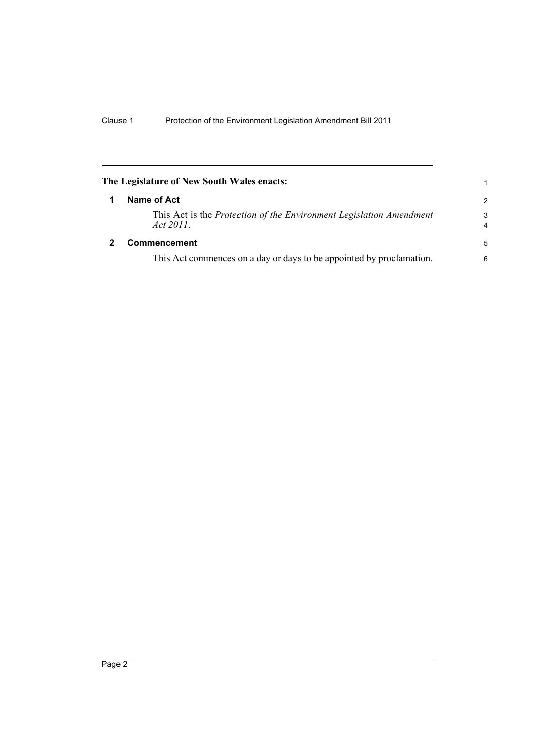**The Legislature of New South Wales enacts:**

## 1 Name of Act

This Act is the *Protection of the Environment Legislation Amendment Act 2011*.

## 2 Commencement

This Act commences on a day or days to be appointed by proclamation.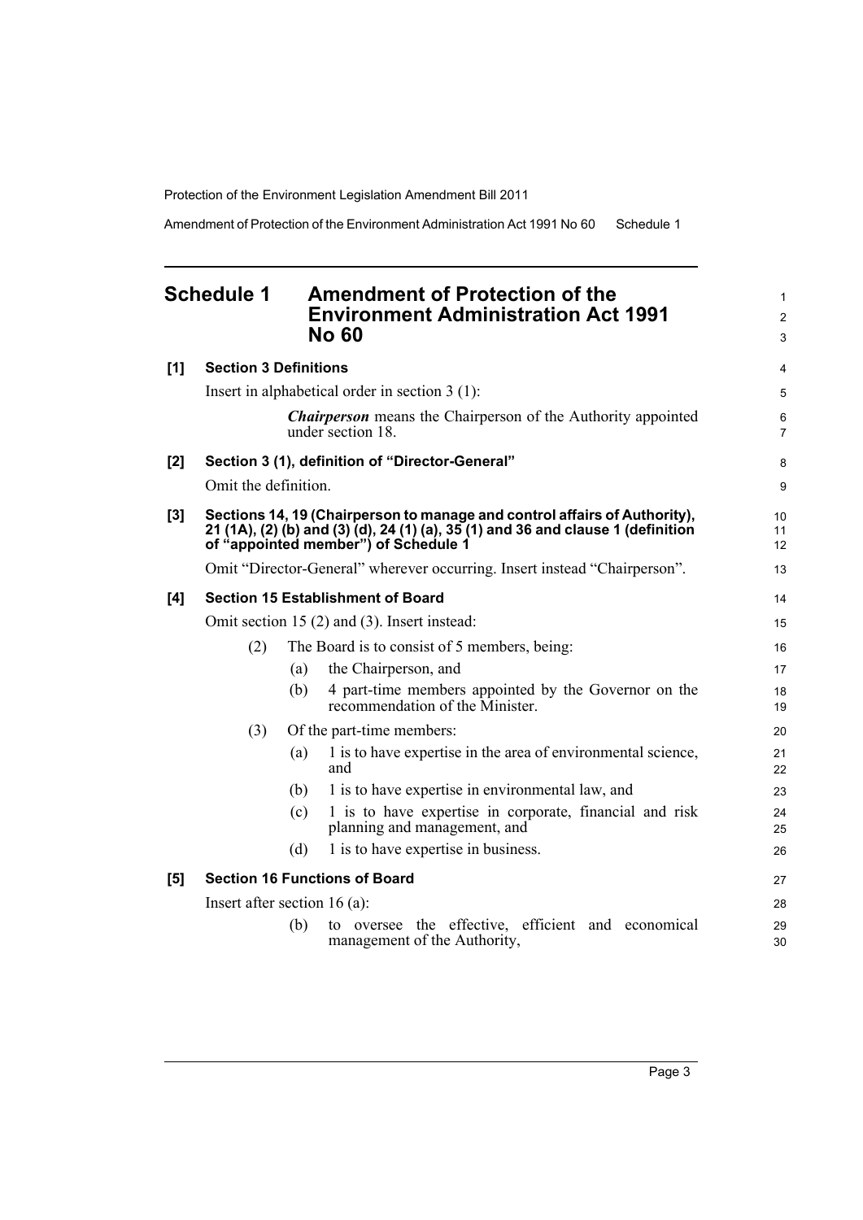# Schedule 1 Amendment of Protection of the Environment Administration Act 1991 No 60

**[1] Section 3 Definitions**

Insert in alphabetical order in section 3 (1):

> ***Chairperson*** means the Chairperson of the Authority appointed under section 18.

**[2] Section 3 (1), definition of "Director-General"**

Omit the definition.

**[3] Sections 14, 19 (Chairperson to manage and control affairs of Authority), 21 (1A), (2) (b) and (3) (d), 24 (1) (a), 35 (1) and 36 and clause 1 (definition of "appointed member") of Schedule 1**

Omit "Director-General" wherever occurring. Insert instead "Chairperson".

**[4] Section 15 Establishment of Board**

Omit section 15 (2) and (3). Insert instead:

> (2) The Board is to consist of 5 members, being:
>
> (a) the Chairperson, and
>
> (b) 4 part-time members appointed by the Governor on the recommendation of the Minister.
>
> (3) Of the part-time members:
>
> (a) 1 is to have expertise in the area of environmental science, and
>
> (b) 1 is to have expertise in environmental law, and
>
> (c) 1 is to have expertise in corporate, financial and risk planning and management, and
>
> (d) 1 is to have expertise in business.

**[5] Section 16 Functions of Board**

Insert after section 16 (a):

> (b) to oversee the effective, efficient and economical management of the Authority,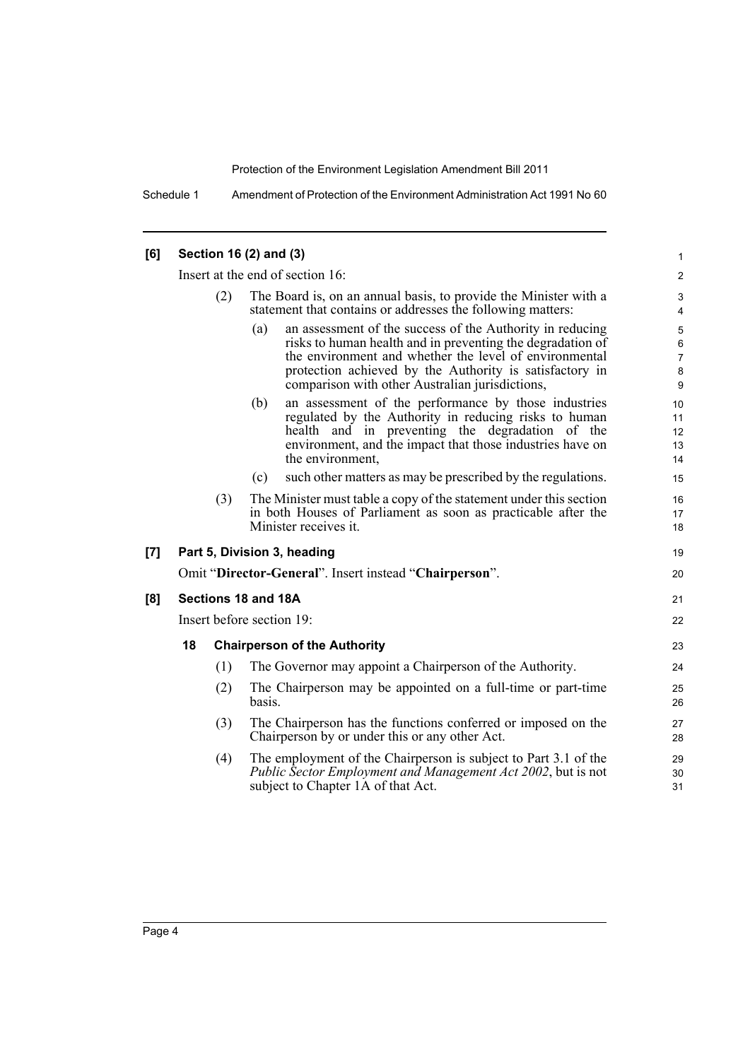**[6] Section 16 (2) and (3)**

Insert at the end of section 16:

(2) The Board is, on an annual basis, to provide the Minister with a statement that contains or addresses the following matters:

(a) an assessment of the success of the Authority in reducing risks to human health and in preventing the degradation of the environment and whether the level of environmental protection achieved by the Authority is satisfactory in comparison with other Australian jurisdictions,

(b) an assessment of the performance by those industries regulated by the Authority in reducing risks to human health and in preventing the degradation of the environment, and the impact that those industries have on the environment,

(c) such other matters as may be prescribed by the regulations.

(3) The Minister must table a copy of the statement under this section in both Houses of Parliament as soon as practicable after the Minister receives it.

**[7] Part 5, Division 3, heading**

Omit "**Director-General**". Insert instead "**Chairperson**".

**[8] Sections 18 and 18A**

Insert before section 19:

**18 Chairperson of the Authority**

(1) The Governor may appoint a Chairperson of the Authority.

(2) The Chairperson may be appointed on a full-time or part-time basis.

(3) The Chairperson has the functions conferred or imposed on the Chairperson by or under this or any other Act.

(4) The employment of the Chairperson is subject to Part 3.1 of the *Public Sector Employment and Management Act 2002*, but is not subject to Chapter 1A of that Act.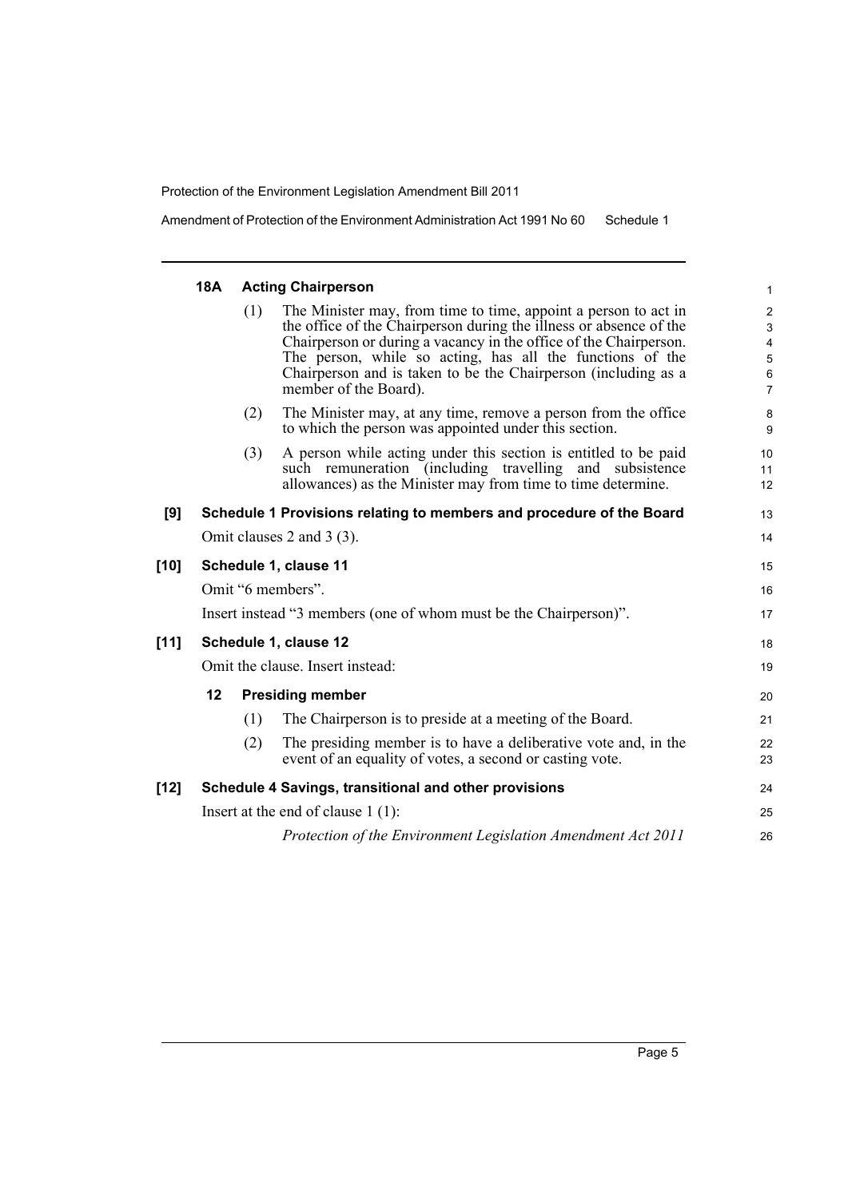**18A Acting Chairperson**

(1) The Minister may, from time to time, appoint a person to act in the office of the Chairperson during the illness or absence of the Chairperson or during a vacancy in the office of the Chairperson. The person, while so acting, has all the functions of the Chairperson and is taken to be the Chairperson (including as a member of the Board).

(2) The Minister may, at any time, remove a person from the office to which the person was appointed under this section.

(3) A person while acting under this section is entitled to be paid such remuneration (including travelling and subsistence allowances) as the Minister may from time to time determine.

**[9] Schedule 1 Provisions relating to members and procedure of the Board**

Omit clauses 2 and 3 (3).

**[10] Schedule 1, clause 11**

Omit "6 members".

Insert instead "3 members (one of whom must be the Chairperson)".

**[11] Schedule 1, clause 12**

Omit the clause. Insert instead:

**12 Presiding member**

(1) The Chairperson is to preside at a meeting of the Board.

(2) The presiding member is to have a deliberative vote and, in the event of an equality of votes, a second or casting vote.

**[12] Schedule 4 Savings, transitional and other provisions**

Insert at the end of clause 1 (1):

*Protection of the Environment Legislation Amendment Act 2011*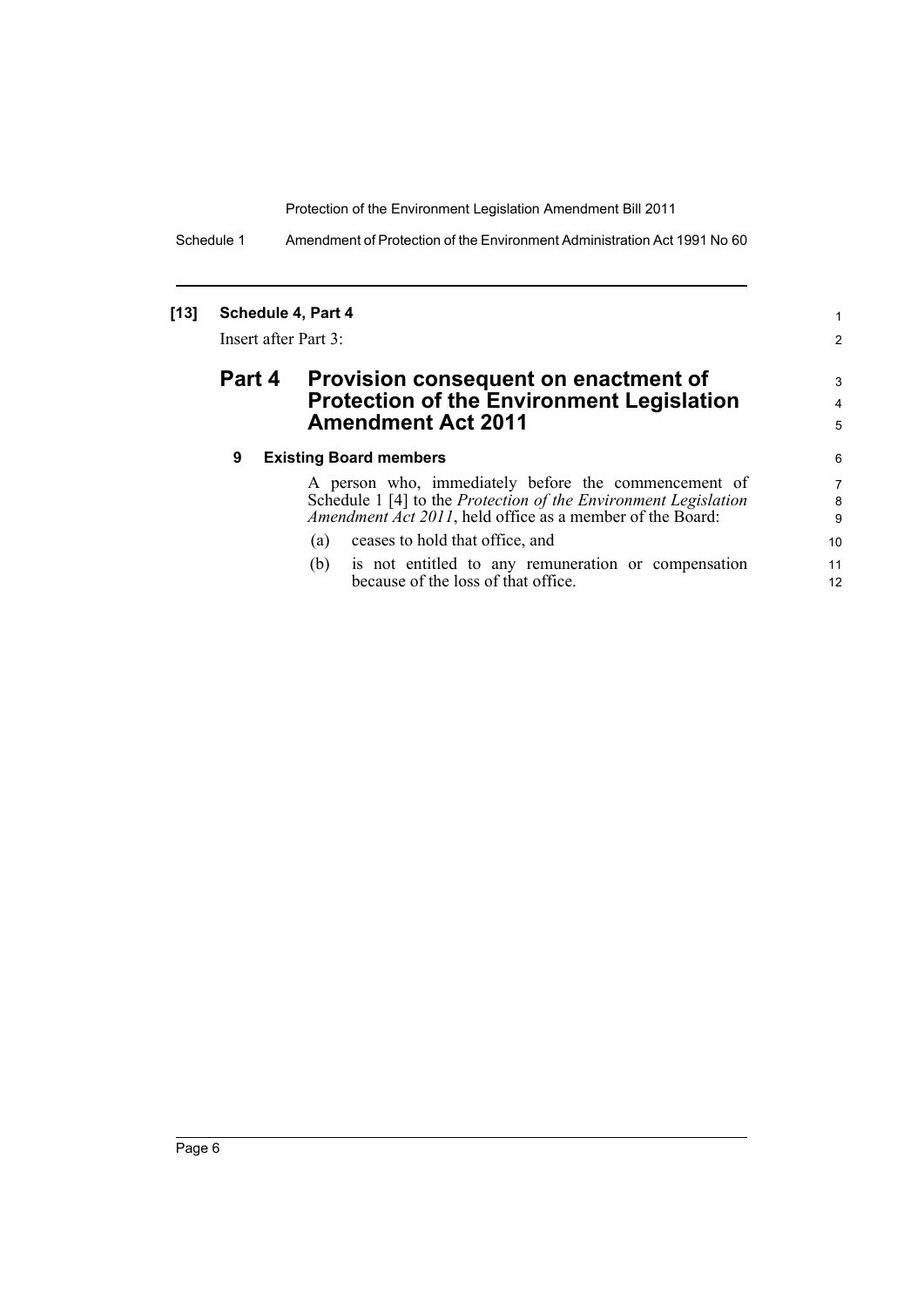**[13] Schedule 4, Part 4**

Insert after Part 3:

## Part 4 Provision consequent on enactment of Protection of the Environment Legislation Amendment Act 2011

### 9 Existing Board members

A person who, immediately before the commencement of Schedule 1 [4] to the *Protection of the Environment Legislation Amendment Act 2011*, held office as a member of the Board:

(a) ceases to hold that office, and

(b) is not entitled to any remuneration or compensation because of the loss of that office.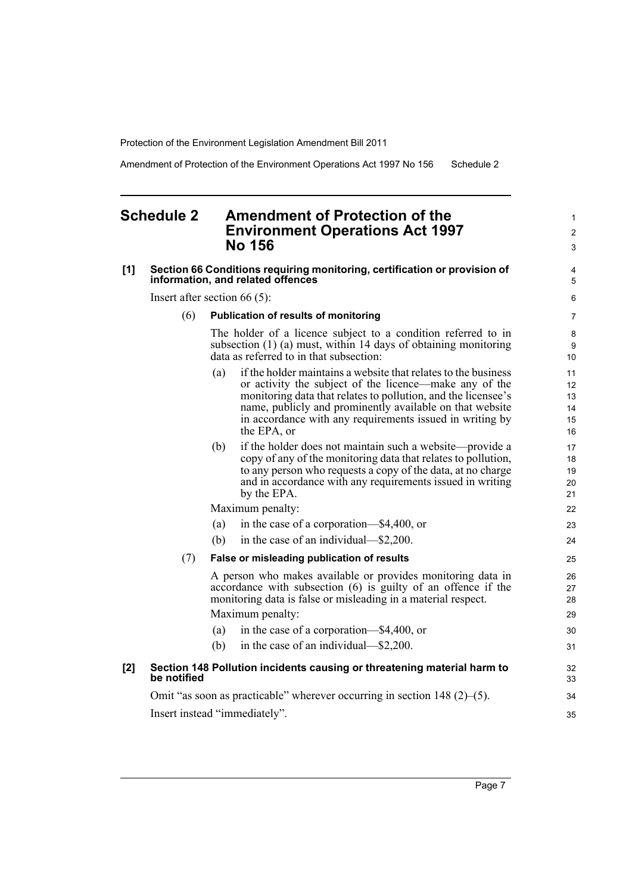# Schedule 2 Amendment of Protection of the Environment Operations Act 1997 No 156

**[1] Section 66 Conditions requiring monitoring, certification or provision of information, and related offences**

Insert after section 66 (5):

(6) **Publication of results of monitoring**

The holder of a licence subject to a condition referred to in subsection (1) (a) must, within 14 days of obtaining monitoring data as referred to in that subsection:

- (a) if the holder maintains a website that relates to the business or activity the subject of the licence—make any of the monitoring data that relates to pollution, and the licensee's name, publicly and prominently available on that website in accordance with any requirements issued in writing by the EPA, or
- (b) if the holder does not maintain such a website—provide a copy of any of the monitoring data that relates to pollution, to any person who requests a copy of the data, at no charge and in accordance with any requirements issued in writing by the EPA.

Maximum penalty:

- (a) in the case of a corporation—$4,400, or
- (b) in the case of an individual—$2,200.

(7) **False or misleading publication of results**

A person who makes available or provides monitoring data in accordance with subsection (6) is guilty of an offence if the monitoring data is false or misleading in a material respect.

Maximum penalty:

- (a) in the case of a corporation—$4,400, or
- (b) in the case of an individual—$2,200.

**[2] Section 148 Pollution incidents causing or threatening material harm to be notified**

Omit "as soon as practicable" wherever occurring in section 148 (2)–(5).

Insert instead "immediately".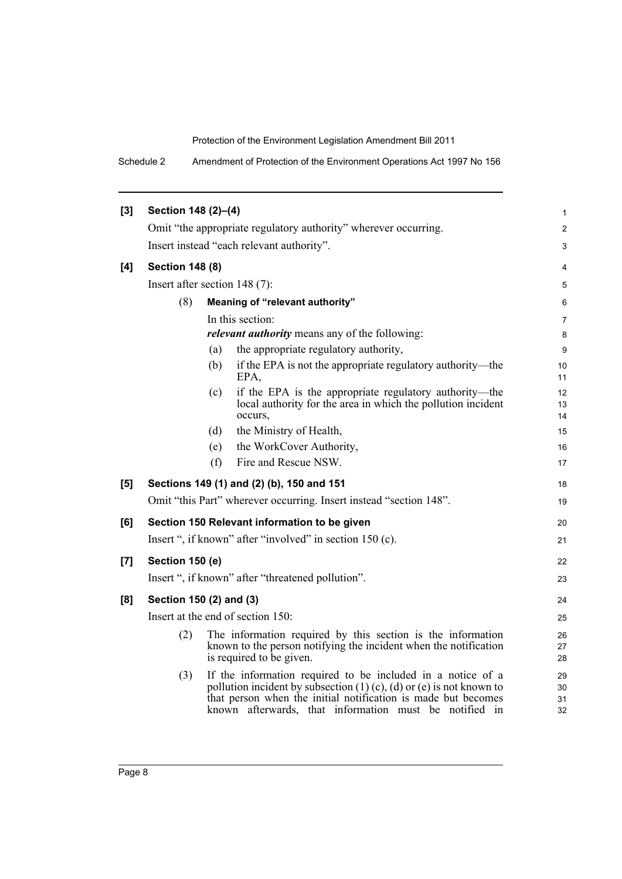**[3] Section 148 (2)–(4)**

Omit "the appropriate regulatory authority" wherever occurring.

Insert instead "each relevant authority".

**[4] Section 148 (8)**

Insert after section 148 (7):

(8) **Meaning of "relevant authority"**

In this section:

***relevant authority*** means any of the following:

(a) the appropriate regulatory authority,

(b) if the EPA is not the appropriate regulatory authority—the EPA,

(c) if the EPA is the appropriate regulatory authority—the local authority for the area in which the pollution incident occurs,

(d) the Ministry of Health,

(e) the WorkCover Authority,

(f) Fire and Rescue NSW.

**[5] Sections 149 (1) and (2) (b), 150 and 151**

Omit "this Part" wherever occurring. Insert instead "section 148".

**[6] Section 150 Relevant information to be given**

Insert ", if known" after "involved" in section 150 (c).

**[7] Section 150 (e)**

Insert ", if known" after "threatened pollution".

**[8] Section 150 (2) and (3)**

Insert at the end of section 150:

(2) The information required by this section is the information known to the person notifying the incident when the notification is required to be given.

(3) If the information required to be included in a notice of a pollution incident by subsection (1) (c), (d) or (e) is not known to that person when the initial notification is made but becomes known afterwards, that information must be notified in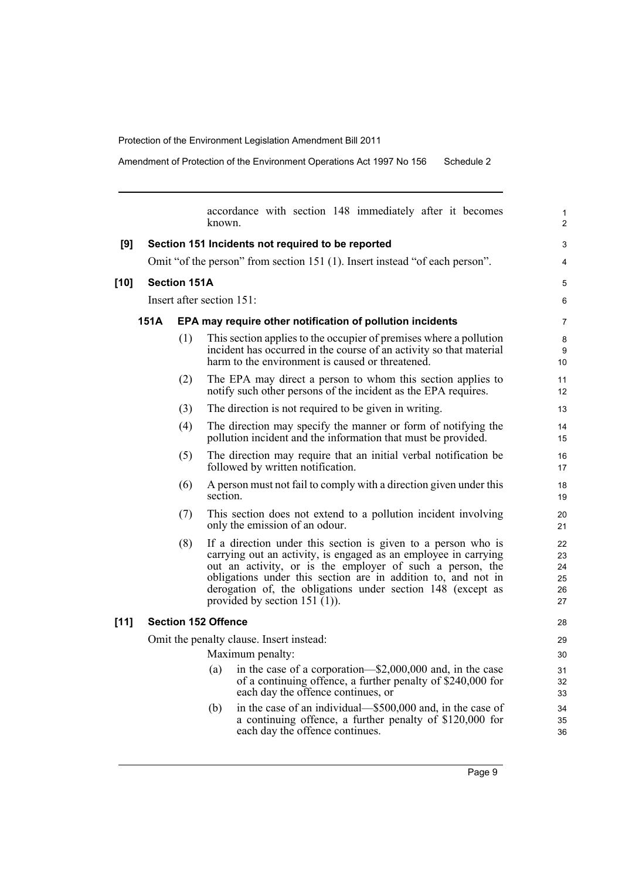accordance with section 148 immediately after it becomes known.

**[9] Section 151 Incidents not required to be reported**

Omit "of the person" from section 151 (1). Insert instead "of each person".

**[10] Section 151A**

Insert after section 151:

**151A EPA may require other notification of pollution incidents**

(1) This section applies to the occupier of premises where a pollution incident has occurred in the course of an activity so that material harm to the environment is caused or threatened.

(2) The EPA may direct a person to whom this section applies to notify such other persons of the incident as the EPA requires.

(3) The direction is not required to be given in writing.

(4) The direction may specify the manner or form of notifying the pollution incident and the information that must be provided.

(5) The direction may require that an initial verbal notification be followed by written notification.

(6) A person must not fail to comply with a direction given under this section.

(7) This section does not extend to a pollution incident involving only the emission of an odour.

(8) If a direction under this section is given to a person who is carrying out an activity, is engaged as an employee in carrying out an activity, or is the employer of such a person, the obligations under this section are in addition to, and not in derogation of, the obligations under section 148 (except as provided by section 151 (1)).

**[11] Section 152 Offence**

Omit the penalty clause. Insert instead:

Maximum penalty:

(a) in the case of a corporation—$2,000,000 and, in the case of a continuing offence, a further penalty of $240,000 for each day the offence continues, or

(b) in the case of an individual—$500,000 and, in the case of a continuing offence, a further penalty of $120,000 for each day the offence continues.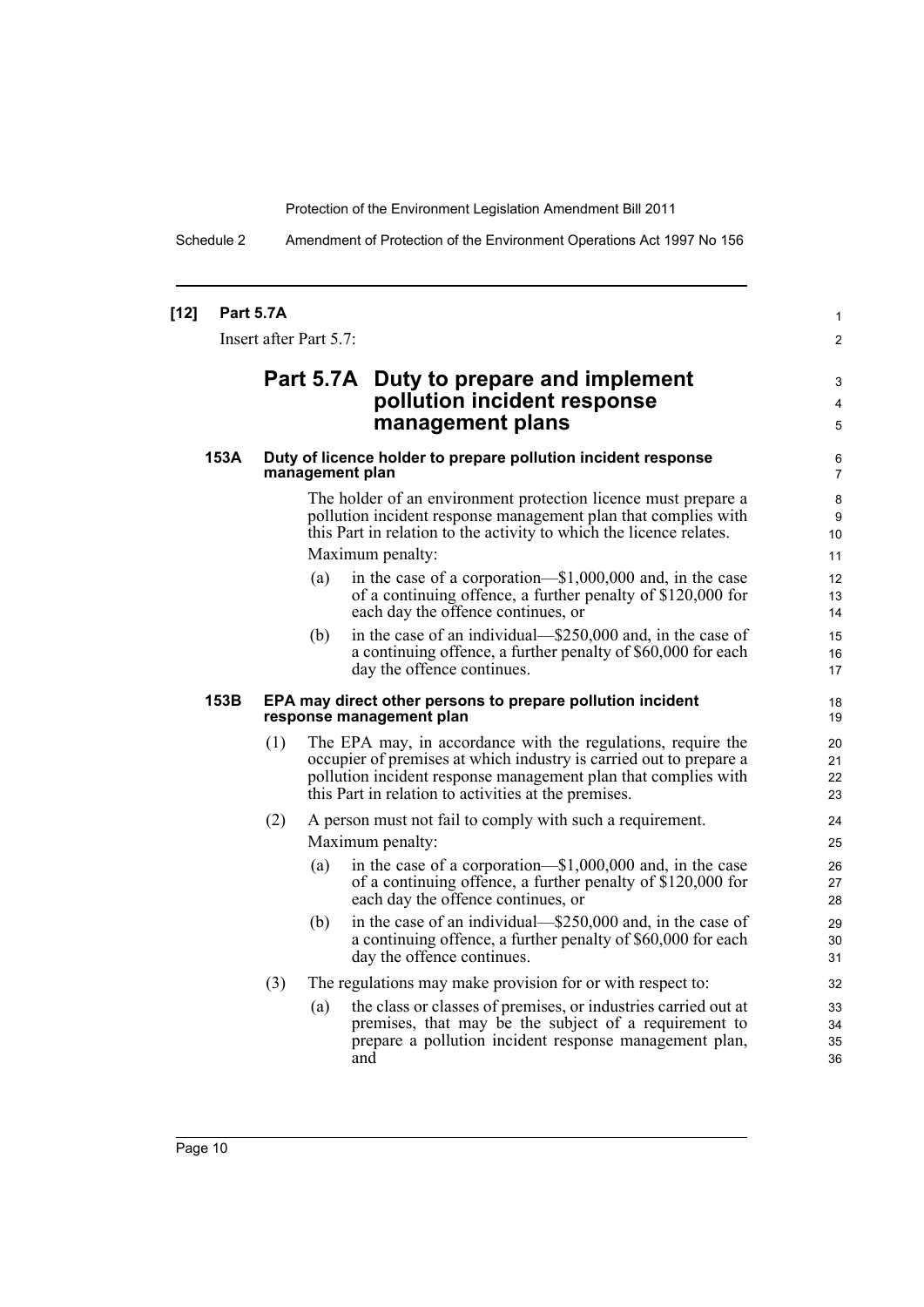**[12] Part 5.7A**

Insert after Part 5.7:

## Part 5.7A Duty to prepare and implement pollution incident response management plans

### 153A Duty of licence holder to prepare pollution incident response management plan

The holder of an environment protection licence must prepare a pollution incident response management plan that complies with this Part in relation to the activity to which the licence relates.

Maximum penalty:

(a) in the case of a corporation—$1,000,000 and, in the case of a continuing offence, a further penalty of $120,000 for each day the offence continues, or

(b) in the case of an individual—$250,000 and, in the case of a continuing offence, a further penalty of $60,000 for each day the offence continues.

### 153B EPA may direct other persons to prepare pollution incident response management plan

(1) The EPA may, in accordance with the regulations, require the occupier of premises at which industry is carried out to prepare a pollution incident response management plan that complies with this Part in relation to activities at the premises.

(2) A person must not fail to comply with such a requirement.

Maximum penalty:

(a) in the case of a corporation—$1,000,000 and, in the case of a continuing offence, a further penalty of $120,000 for each day the offence continues, or

(b) in the case of an individual—$250,000 and, in the case of a continuing offence, a further penalty of $60,000 for each day the offence continues.

(3) The regulations may make provision for or with respect to:

(a) the class or classes of premises, or industries carried out at premises, that may be the subject of a requirement to prepare a pollution incident response management plan, and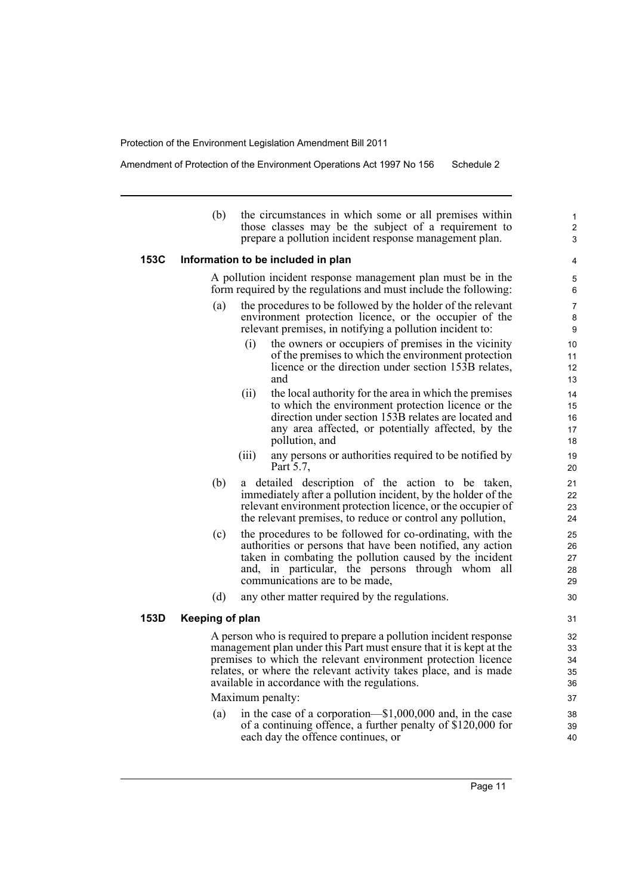(b) the circumstances in which some or all premises within those classes may be the subject of a requirement to prepare a pollution incident response management plan.

### 153C Information to be included in plan

A pollution incident response management plan must be in the form required by the regulations and must include the following:

(a) the procedures to be followed by the holder of the relevant environment protection licence, or the occupier of the relevant premises, in notifying a pollution incident to:

(i) the owners or occupiers of premises in the vicinity of the premises to which the environment protection licence or the direction under section 153B relates, and

(ii) the local authority for the area in which the premises to which the environment protection licence or the direction under section 153B relates are located and any area affected, or potentially affected, by the pollution, and

(iii) any persons or authorities required to be notified by Part 5.7,

(b) a detailed description of the action to be taken, immediately after a pollution incident, by the holder of the relevant environment protection licence, or the occupier of the relevant premises, to reduce or control any pollution,

(c) the procedures to be followed for co-ordinating, with the authorities or persons that have been notified, any action taken in combating the pollution caused by the incident and, in particular, the persons through whom all communications are to be made,

(d) any other matter required by the regulations.

### 153D Keeping of plan

A person who is required to prepare a pollution incident response management plan under this Part must ensure that it is kept at the premises to which the relevant environment protection licence relates, or where the relevant activity takes place, and is made available in accordance with the regulations.

Maximum penalty:

(a) in the case of a corporation—$1,000,000 and, in the case of a continuing offence, a further penalty of $120,000 for each day the offence continues, or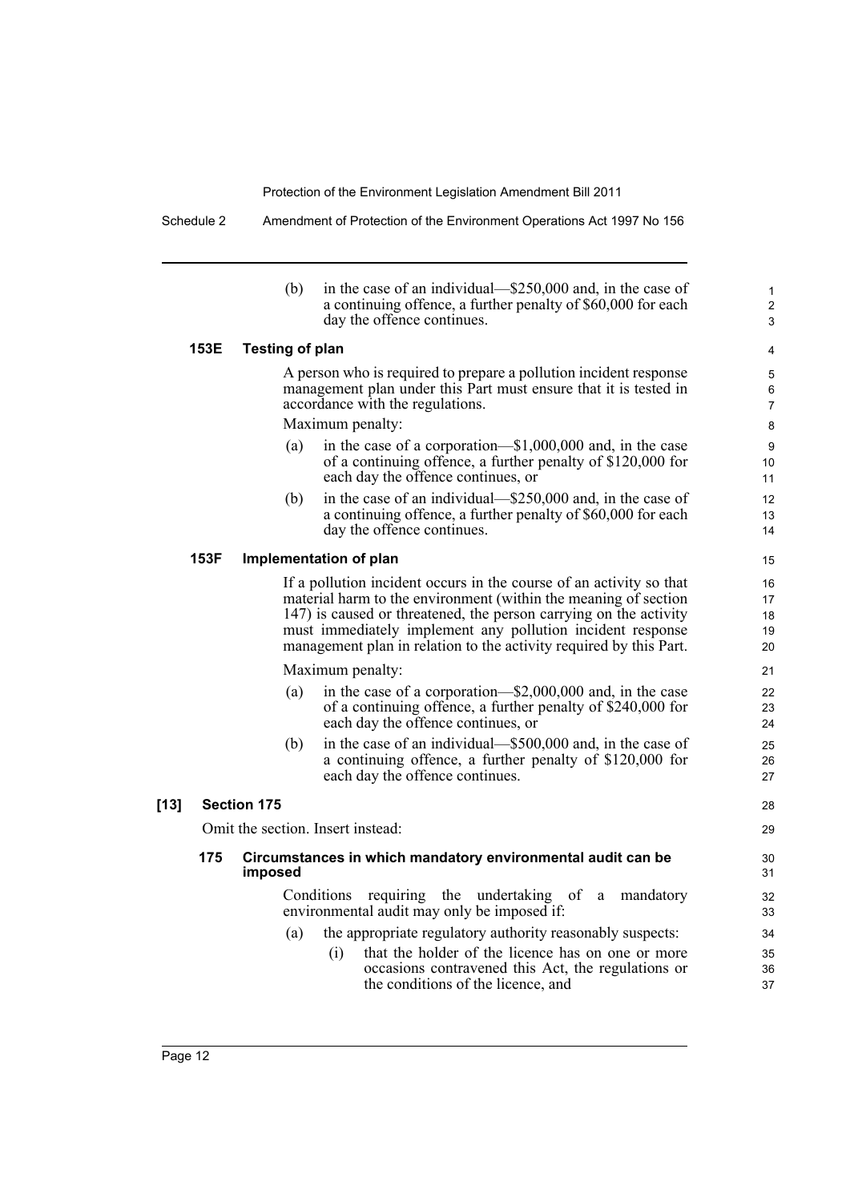(b) in the case of an individual—$250,000 and, in the case of a continuing offence, a further penalty of $60,000 for each day the offence continues.

### 153E Testing of plan

A person who is required to prepare a pollution incident response management plan under this Part must ensure that it is tested in accordance with the regulations.

Maximum penalty:

(a) in the case of a corporation—$1,000,000 and, in the case of a continuing offence, a further penalty of $120,000 for each day the offence continues, or

(b) in the case of an individual—$250,000 and, in the case of a continuing offence, a further penalty of $60,000 for each day the offence continues.

### 153F Implementation of plan

If a pollution incident occurs in the course of an activity so that material harm to the environment (within the meaning of section 147) is caused or threatened, the person carrying on the activity must immediately implement any pollution incident response management plan in relation to the activity required by this Part.

Maximum penalty:

(a) in the case of a corporation—$2,000,000 and, in the case of a continuing offence, a further penalty of $240,000 for each day the offence continues, or

(b) in the case of an individual—$500,000 and, in the case of a continuing offence, a further penalty of $120,000 for each day the offence continues.

## [13] Section 175

Omit the section. Insert instead:

### 175 Circumstances in which mandatory environmental audit can be imposed

Conditions requiring the undertaking of a mandatory environmental audit may only be imposed if:

(a) the appropriate regulatory authority reasonably suspects:

(i) that the holder of the licence has on one or more occasions contravened this Act, the regulations or the conditions of the licence, and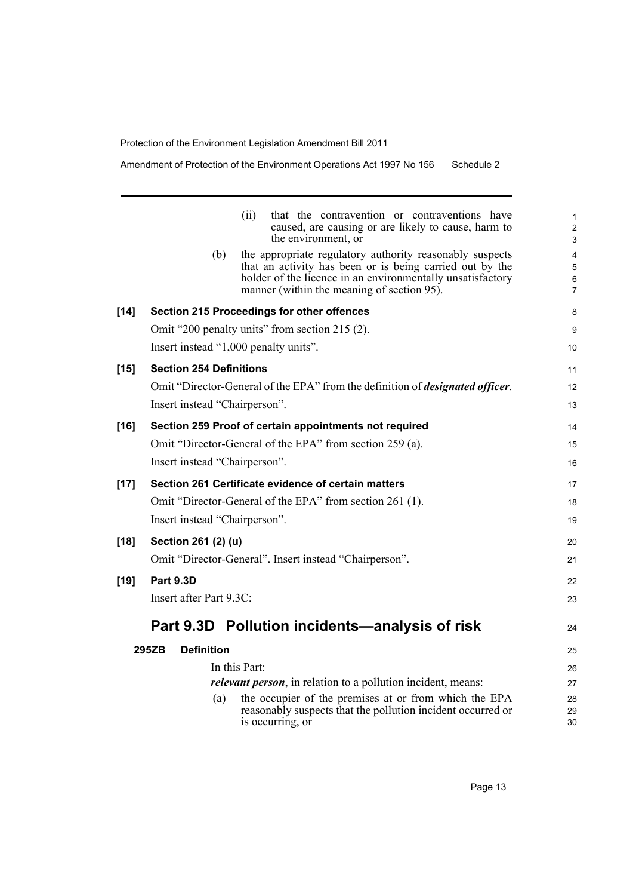(ii) that the contravention or contraventions have caused, are causing or are likely to cause, harm to the environment, or

(b) the appropriate regulatory authority reasonably suspects that an activity has been or is being carried out by the holder of the licence in an environmentally unsatisfactory manner (within the meaning of section 95).

**[14] Section 215 Proceedings for other offences**

Omit "200 penalty units" from section 215 (2).

Insert instead "1,000 penalty units".

**[15] Section 254 Definitions**

Omit "Director-General of the EPA" from the definition of ***designated officer***.

Insert instead "Chairperson".

**[16] Section 259 Proof of certain appointments not required**

Omit "Director-General of the EPA" from section 259 (a).

Insert instead "Chairperson".

**[17] Section 261 Certificate evidence of certain matters**

Omit "Director-General of the EPA" from section 261 (1).

Insert instead "Chairperson".

**[18] Section 261 (2) (u)**

Omit "Director-General". Insert instead "Chairperson".

**[19] Part 9.3D**

Insert after Part 9.3C:

## Part 9.3D Pollution incidents—analysis of risk

**295ZB Definition**

In this Part:

***relevant person***, in relation to a pollution incident, means:

(a) the occupier of the premises at or from which the EPA reasonably suspects that the pollution incident occurred or is occurring, or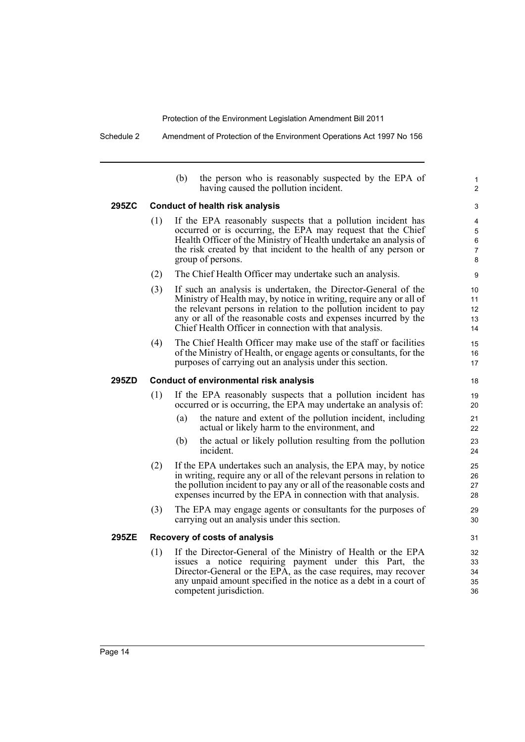(b) the person who is reasonably suspected by the EPA of having caused the pollution incident.

**295ZC Conduct of health risk analysis**

(1) If the EPA reasonably suspects that a pollution incident has occurred or is occurring, the EPA may request that the Chief Health Officer of the Ministry of Health undertake an analysis of the risk created by that incident to the health of any person or group of persons.

(2) The Chief Health Officer may undertake such an analysis.

(3) If such an analysis is undertaken, the Director-General of the Ministry of Health may, by notice in writing, require any or all of the relevant persons in relation to the pollution incident to pay any or all of the reasonable costs and expenses incurred by the Chief Health Officer in connection with that analysis.

(4) The Chief Health Officer may make use of the staff or facilities of the Ministry of Health, or engage agents or consultants, for the purposes of carrying out an analysis under this section.

**295ZD Conduct of environmental risk analysis**

(1) If the EPA reasonably suspects that a pollution incident has occurred or is occurring, the EPA may undertake an analysis of:

(a) the nature and extent of the pollution incident, including actual or likely harm to the environment, and

(b) the actual or likely pollution resulting from the pollution incident.

(2) If the EPA undertakes such an analysis, the EPA may, by notice in writing, require any or all of the relevant persons in relation to the pollution incident to pay any or all of the reasonable costs and expenses incurred by the EPA in connection with that analysis.

(3) The EPA may engage agents or consultants for the purposes of carrying out an analysis under this section.

**295ZE Recovery of costs of analysis**

(1) If the Director-General of the Ministry of Health or the EPA issues a notice requiring payment under this Part, the Director-General or the EPA, as the case requires, may recover any unpaid amount specified in the notice as a debt in a court of competent jurisdiction.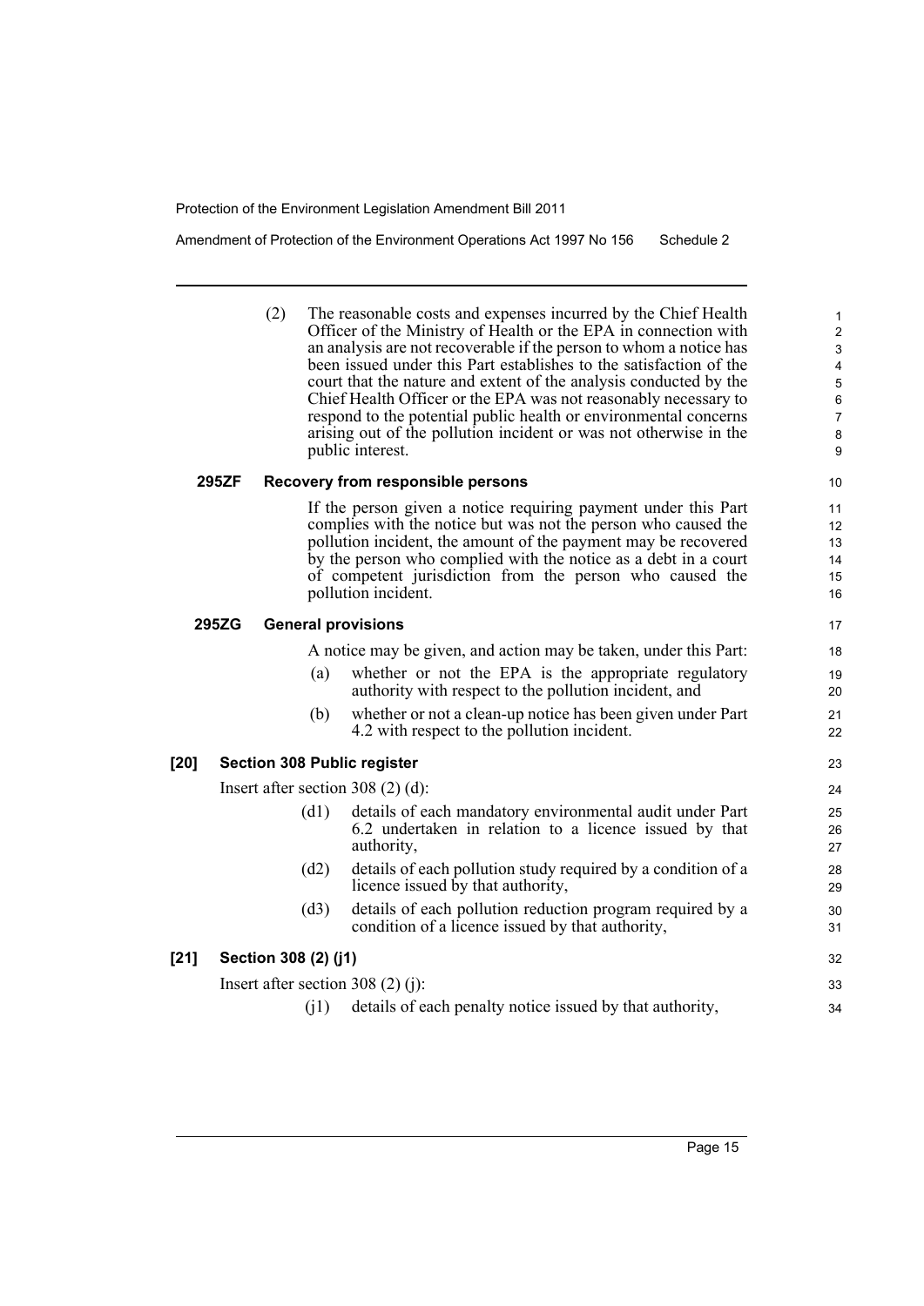(2) The reasonable costs and expenses incurred by the Chief Health Officer of the Ministry of Health or the EPA in connection with an analysis are not recoverable if the person to whom a notice has been issued under this Part establishes to the satisfaction of the court that the nature and extent of the analysis conducted by the Chief Health Officer or the EPA was not reasonably necessary to respond to the potential public health or environmental concerns arising out of the pollution incident or was not otherwise in the public interest.

**295ZF Recovery from responsible persons**

If the person given a notice requiring payment under this Part complies with the notice but was not the person who caused the pollution incident, the amount of the payment may be recovered by the person who complied with the notice as a debt in a court of competent jurisdiction from the person who caused the pollution incident.

**295ZG General provisions**

A notice may be given, and action may be taken, under this Part:

(a) whether or not the EPA is the appropriate regulatory authority with respect to the pollution incident, and

(b) whether or not a clean-up notice has been given under Part 4.2 with respect to the pollution incident.

**[20] Section 308 Public register**

Insert after section 308 (2) (d):

(d1) details of each mandatory environmental audit under Part 6.2 undertaken in relation to a licence issued by that authority,

(d2) details of each pollution study required by a condition of a licence issued by that authority,

(d3) details of each pollution reduction program required by a condition of a licence issued by that authority,

**[21] Section 308 (2) (j1)**

Insert after section 308 (2) (j):

(j1) details of each penalty notice issued by that authority,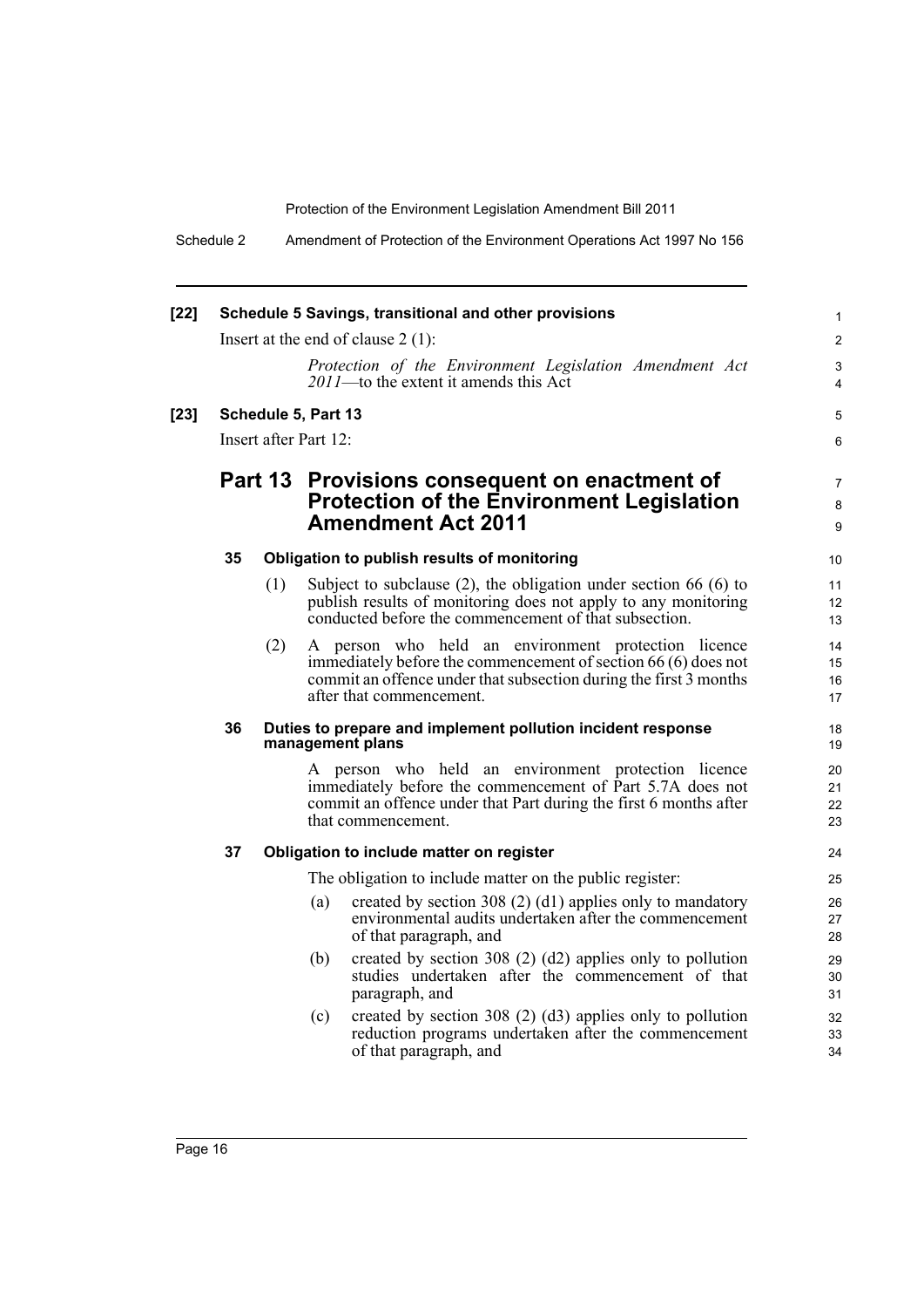**[22] Schedule 5 Savings, transitional and other provisions**

Insert at the end of clause 2 (1):

> *Protection of the Environment Legislation Amendment Act 2011*—to the extent it amends this Act

**[23] Schedule 5, Part 13**

Insert after Part 12:

## Part 13 Provisions consequent on enactment of Protection of the Environment Legislation Amendment Act 2011

### 35 Obligation to publish results of monitoring

(1) Subject to subclause (2), the obligation under section 66 (6) to publish results of monitoring does not apply to any monitoring conducted before the commencement of that subsection.

(2) A person who held an environment protection licence immediately before the commencement of section 66 (6) does not commit an offence under that subsection during the first 3 months after that commencement.

### 36 Duties to prepare and implement pollution incident response management plans

A person who held an environment protection licence immediately before the commencement of Part 5.7A does not commit an offence under that Part during the first 6 months after that commencement.

### 37 Obligation to include matter on register

The obligation to include matter on the public register:

(a) created by section 308 (2) (d1) applies only to mandatory environmental audits undertaken after the commencement of that paragraph, and

(b) created by section 308 (2) (d2) applies only to pollution studies undertaken after the commencement of that paragraph, and

(c) created by section 308 (2) (d3) applies only to pollution reduction programs undertaken after the commencement of that paragraph, and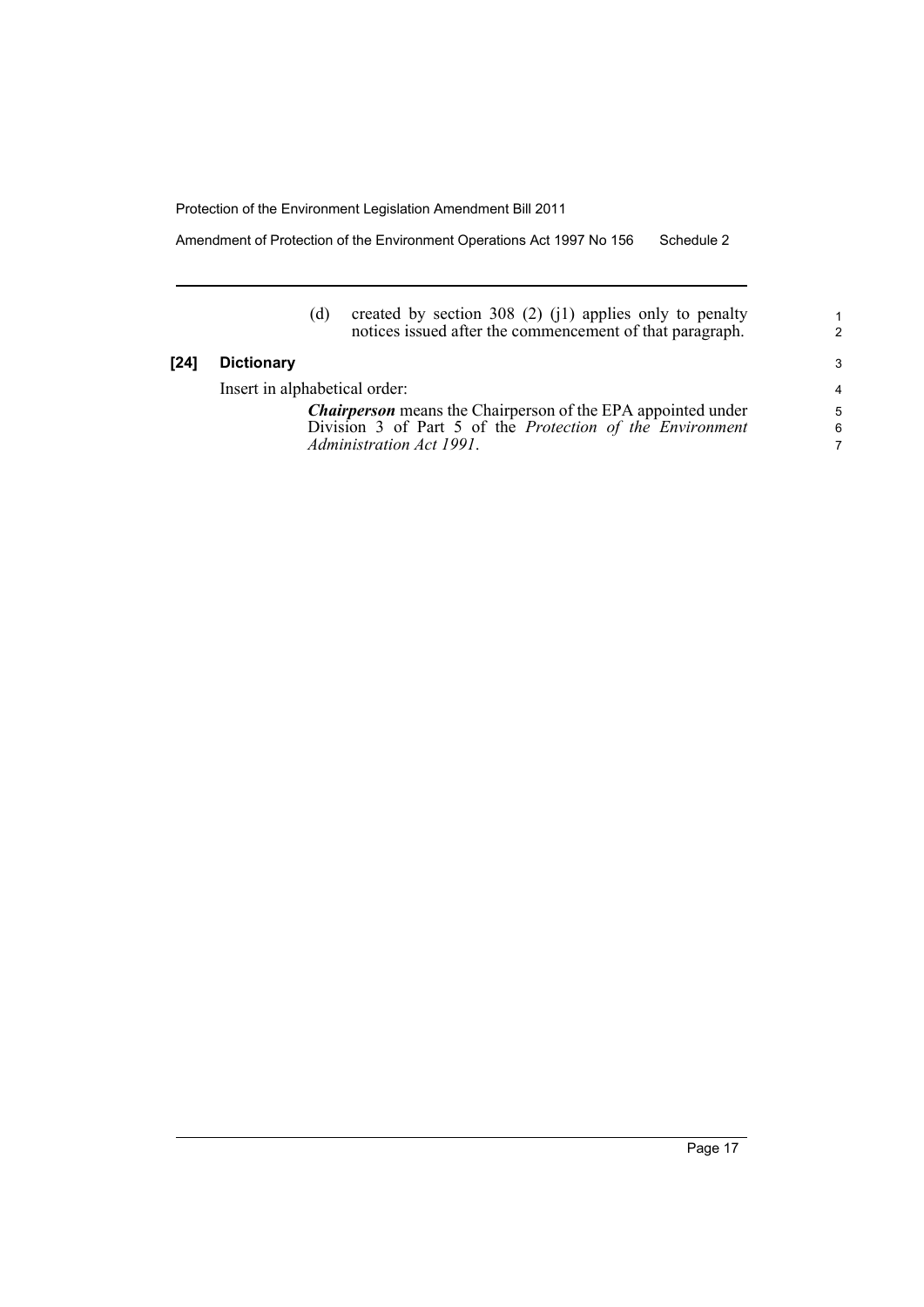(d) created by section 308 (2) (j1) applies only to penalty notices issued after the commencement of that paragraph.

**[24] Dictionary**

Insert in alphabetical order:

***Chairperson*** means the Chairperson of the EPA appointed under Division 3 of Part 5 of the *Protection of the Environment Administration Act 1991*.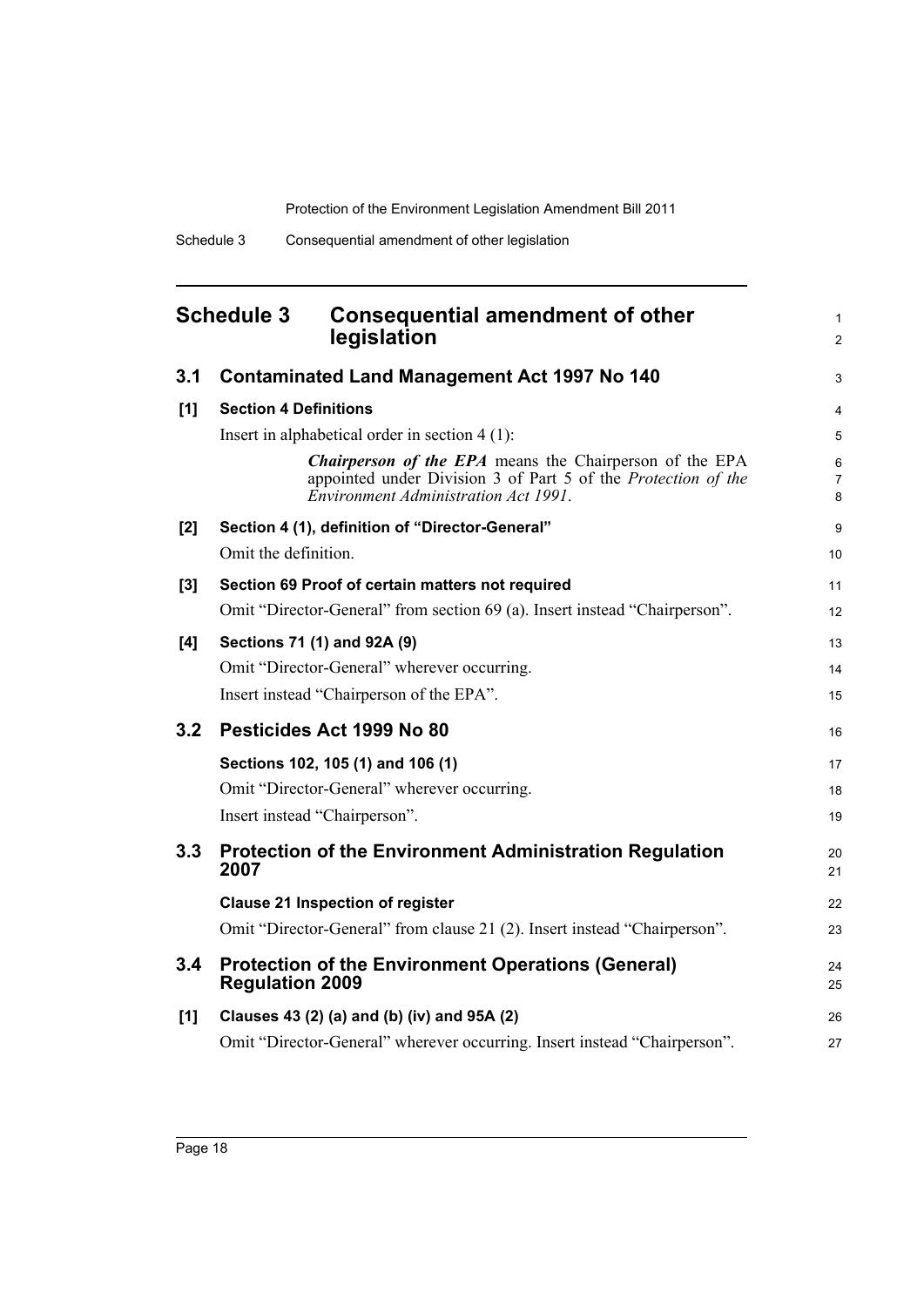# Schedule 3 Consequential amendment of other legislation

## 3.1 Contaminated Land Management Act 1997 No 140

**[1] Section 4 Definitions**

Insert in alphabetical order in section 4 (1):

> ***Chairperson of the EPA*** means the Chairperson of the EPA appointed under Division 3 of Part 5 of the *Protection of the Environment Administration Act 1991*.

**[2] Section 4 (1), definition of "Director-General"**

Omit the definition.

**[3] Section 69 Proof of certain matters not required**

Omit "Director-General" from section 69 (a). Insert instead "Chairperson".

**[4] Sections 71 (1) and 92A (9)**

Omit "Director-General" wherever occurring.

Insert instead "Chairperson of the EPA".

## 3.2 Pesticides Act 1999 No 80

**Sections 102, 105 (1) and 106 (1)**

Omit "Director-General" wherever occurring.

Insert instead "Chairperson".

## 3.3 Protection of the Environment Administration Regulation 2007

**Clause 21 Inspection of register**

Omit "Director-General" from clause 21 (2). Insert instead "Chairperson".

## 3.4 Protection of the Environment Operations (General) Regulation 2009

**[1] Clauses 43 (2) (a) and (b) (iv) and 95A (2)**

Omit "Director-General" wherever occurring. Insert instead "Chairperson".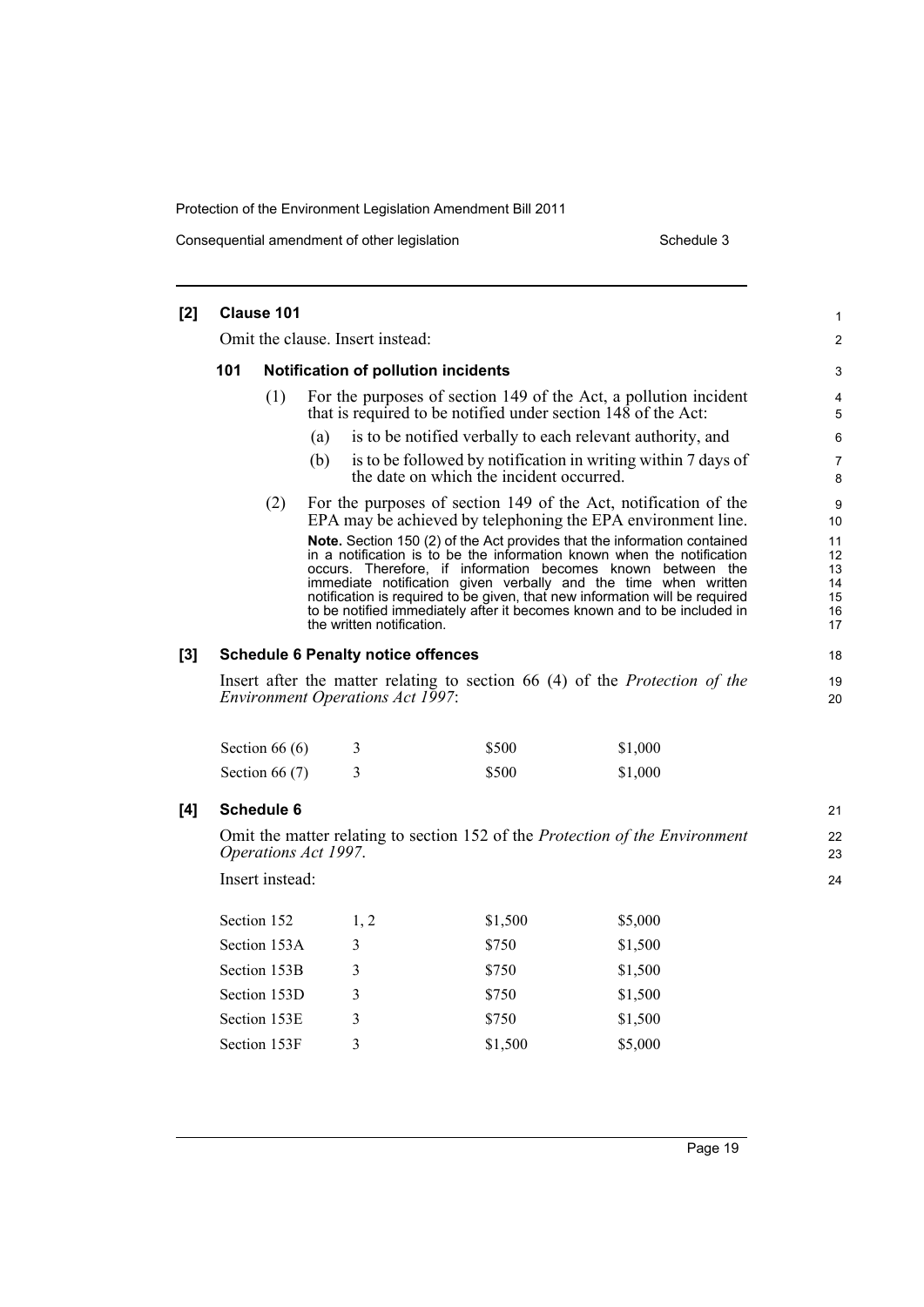**[2] Clause 101**

Omit the clause. Insert instead:

**101 Notification of pollution incidents**

(1) For the purposes of section 149 of the Act, a pollution incident that is required to be notified under section 148 of the Act:

(a) is to be notified verbally to each relevant authority, and

(b) is to be followed by notification in writing within 7 days of the date on which the incident occurred.

(2) For the purposes of section 149 of the Act, notification of the EPA may be achieved by telephoning the EPA environment line.

**Note.** Section 150 (2) of the Act provides that the information contained in a notification is to be the information known when the notification occurs. Therefore, if information becomes known between the immediate notification given verbally and the time when written notification is required to be given, that new information will be required to be notified immediately after it becomes known and to be included in the written notification.

**[3] Schedule 6 Penalty notice offences**

Insert after the matter relating to section 66 (4) of the *Protection of the Environment Operations Act 1997*:

| | | | |
|---|---|---|---|
| Section 66 (6) | 3 | $500 | $1,000 |
| Section 66 (7) | 3 | $500 | $1,000 |

**[4] Schedule 6**

Omit the matter relating to section 152 of the *Protection of the Environment Operations Act 1997*.

Insert instead:

| | | | |
|---|---|---|---|
| Section 152 | 1, 2 | $1,500 | $5,000 |
| Section 153A | 3 | $750 | $1,500 |
| Section 153B | 3 | $750 | $1,500 |
| Section 153D | 3 | $750 | $1,500 |
| Section 153E | 3 | $750 | $1,500 |
| Section 153F | 3 | $1,500 | $5,000 |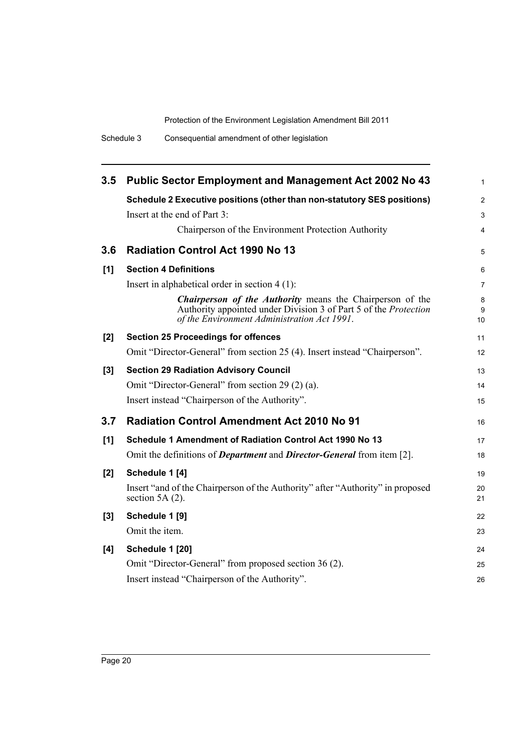## 3.5 Public Sector Employment and Management Act 2002 No 43

### Schedule 2 Executive positions (other than non-statutory SES positions)

Insert at the end of Part 3:

> Chairperson of the Environment Protection Authority

## 3.6 Radiation Control Act 1990 No 13

### [1] Section 4 Definitions

Insert in alphabetical order in section 4 (1):

> ***Chairperson of the Authority*** means the Chairperson of the Authority appointed under Division 3 of Part 5 of the *Protection of the Environment Administration Act 1991*.

### [2] Section 25 Proceedings for offences

Omit "Director-General" from section 25 (4). Insert instead "Chairperson".

### [3] Section 29 Radiation Advisory Council

Omit "Director-General" from section 29 (2) (a).

Insert instead "Chairperson of the Authority".

## 3.7 Radiation Control Amendment Act 2010 No 91

### [1] Schedule 1 Amendment of Radiation Control Act 1990 No 13

Omit the definitions of ***Department*** and ***Director-General*** from item [2].

### [2] Schedule 1 [4]

Insert "and of the Chairperson of the Authority" after "Authority" in proposed section 5A (2).

### [3] Schedule 1 [9]

Omit the item.

### [4] Schedule 1 [20]

Omit "Director-General" from proposed section 36 (2).

Insert instead "Chairperson of the Authority".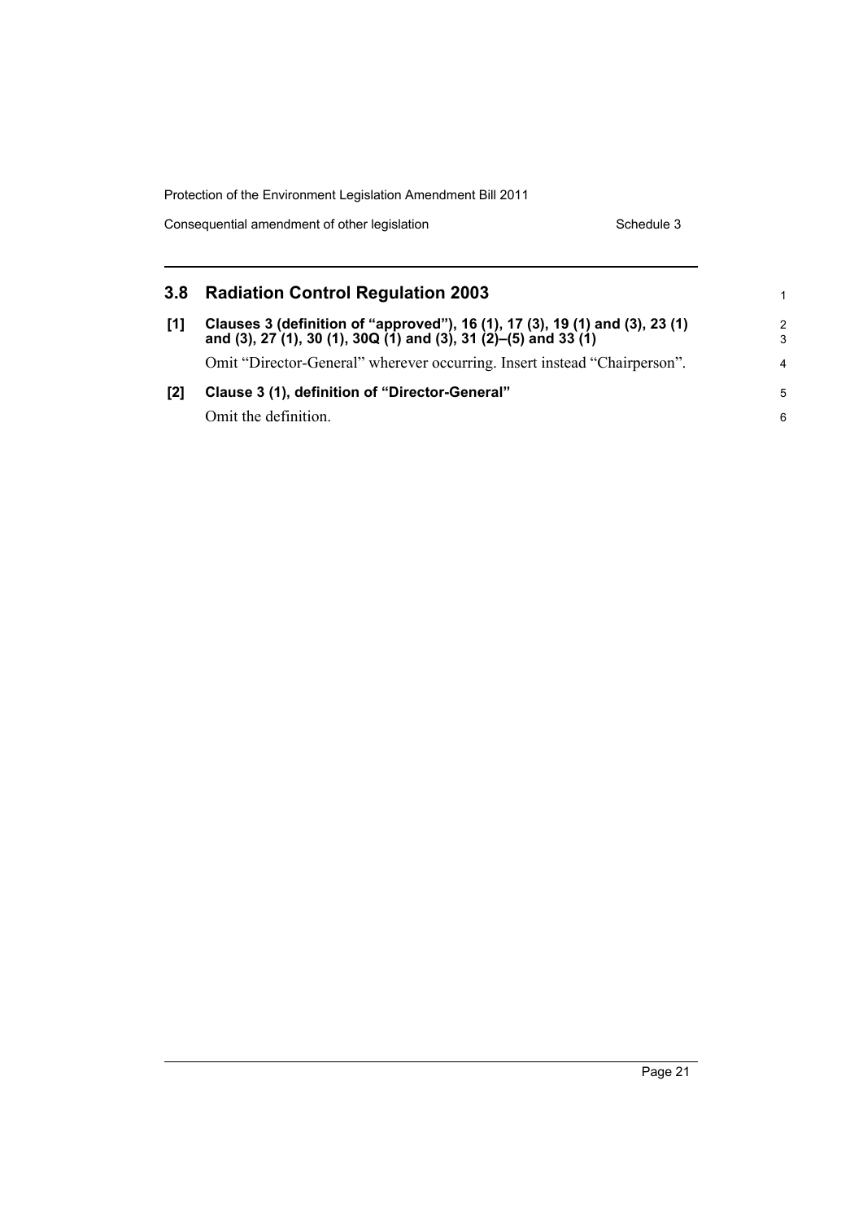## 3.8 Radiation Control Regulation 2003

**[1] Clauses 3 (definition of "approved"), 16 (1), 17 (3), 19 (1) and (3), 23 (1) and (3), 27 (1), 30 (1), 30Q (1) and (3), 31 (2)–(5) and 33 (1)**

Omit "Director-General" wherever occurring. Insert instead "Chairperson".

**[2] Clause 3 (1), definition of "Director-General"**

Omit the definition.